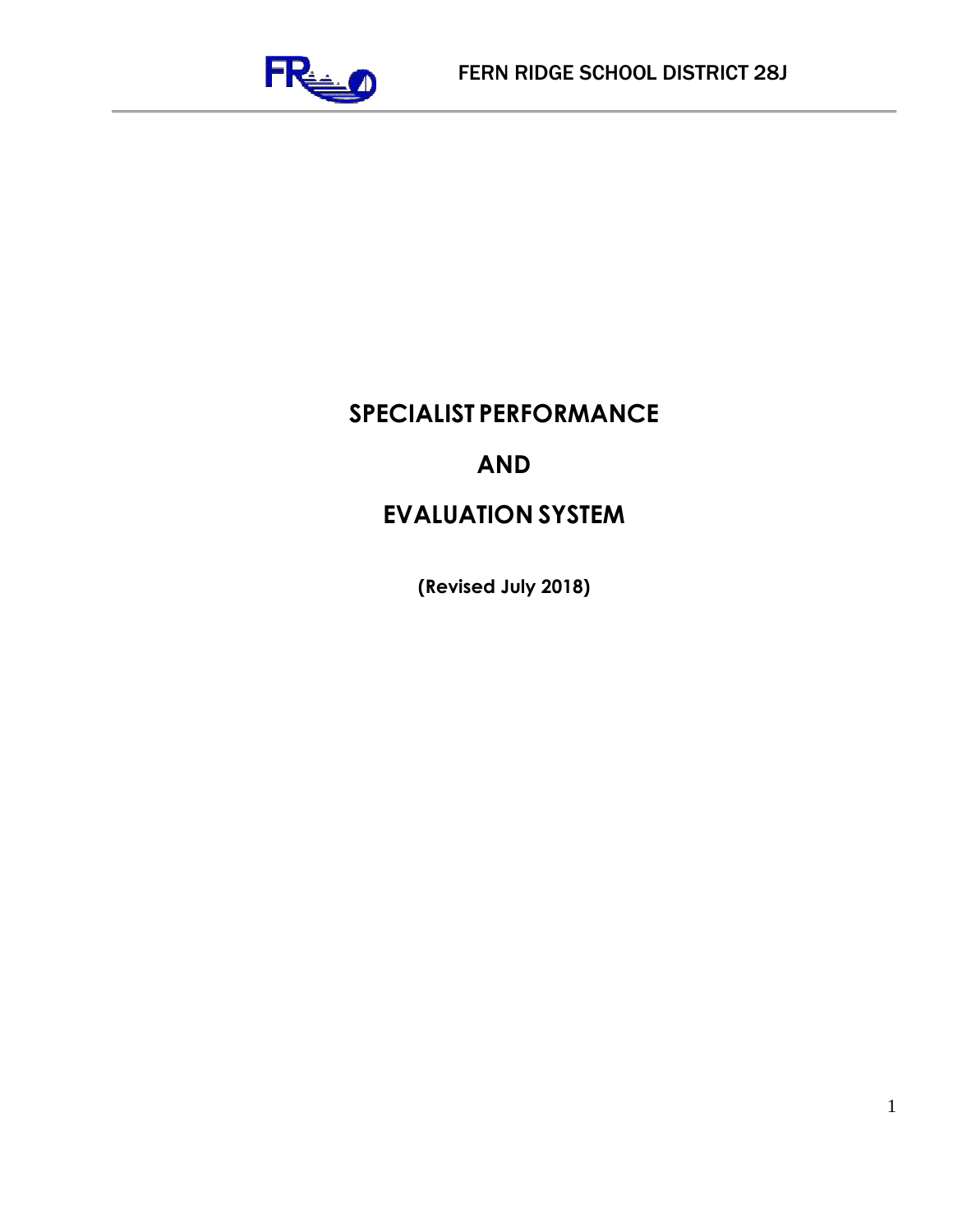FERN RIDGE SCHOOL DISTRICT 28J

# SPECIALIST PERFORMANCE

# AND

# EVALUATION SYSTEM

**(Revised July 2018)**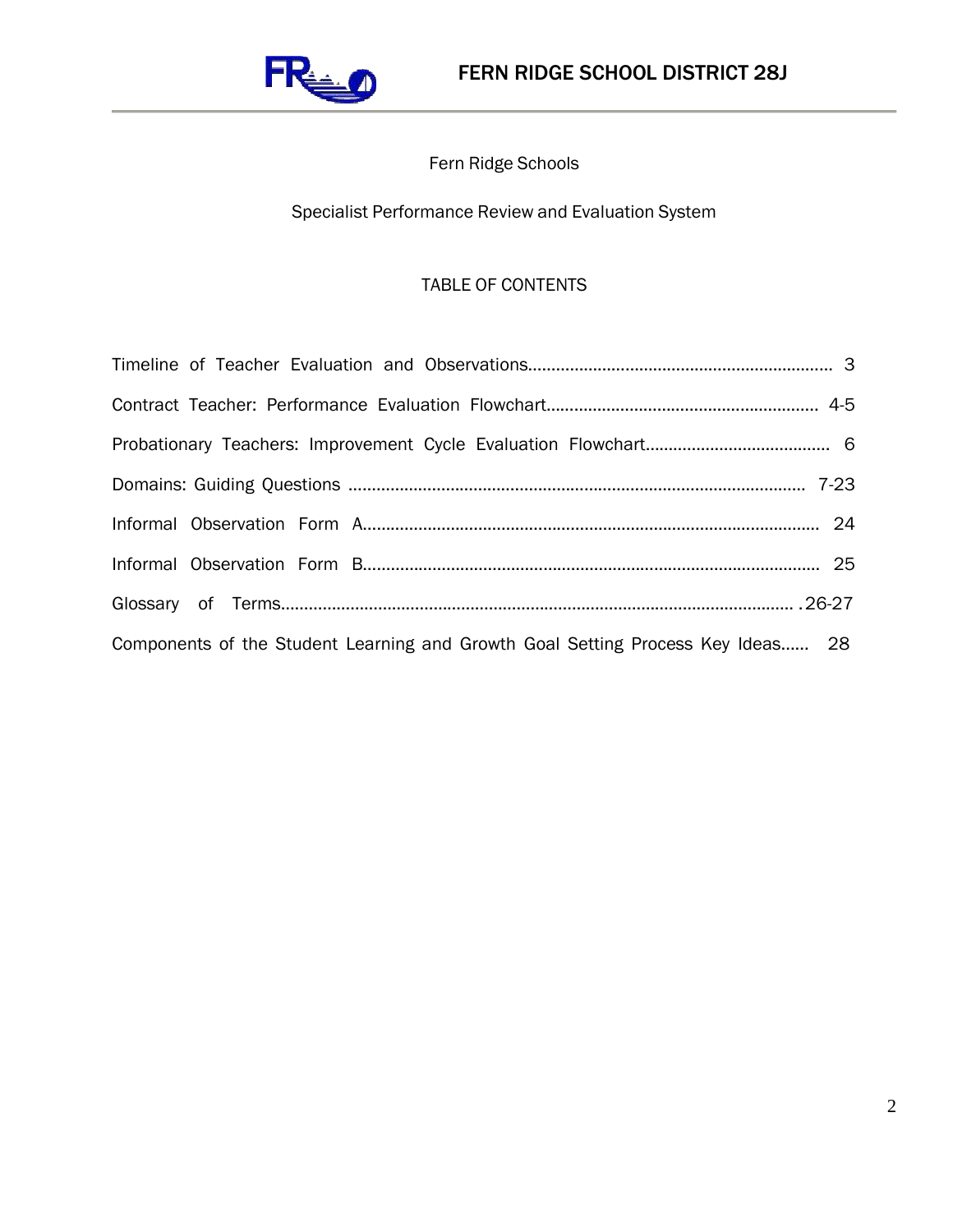Fern Ridge Schools

Specialist Performance Review and Evaluation System

TABLE OF CONTENTS

| Section | Page |
| --- | --- |
| Timeline of Teacher Evaluation and Observations | 3 |
| Contract Teacher: Performance Evaluation Flowchart | 4-5 |
| Probationary Teachers: Improvement Cycle Evaluation Flowchart | 6 |
| Domains: Guiding Questions | 7-23 |
| Informal Observation Form A | 24 |
| Informal Observation Form B | 25 |
| Glossary of Terms | 26-27 |
| Components of the Student Learning and Growth Goal Setting Process Key Ideas | 28 |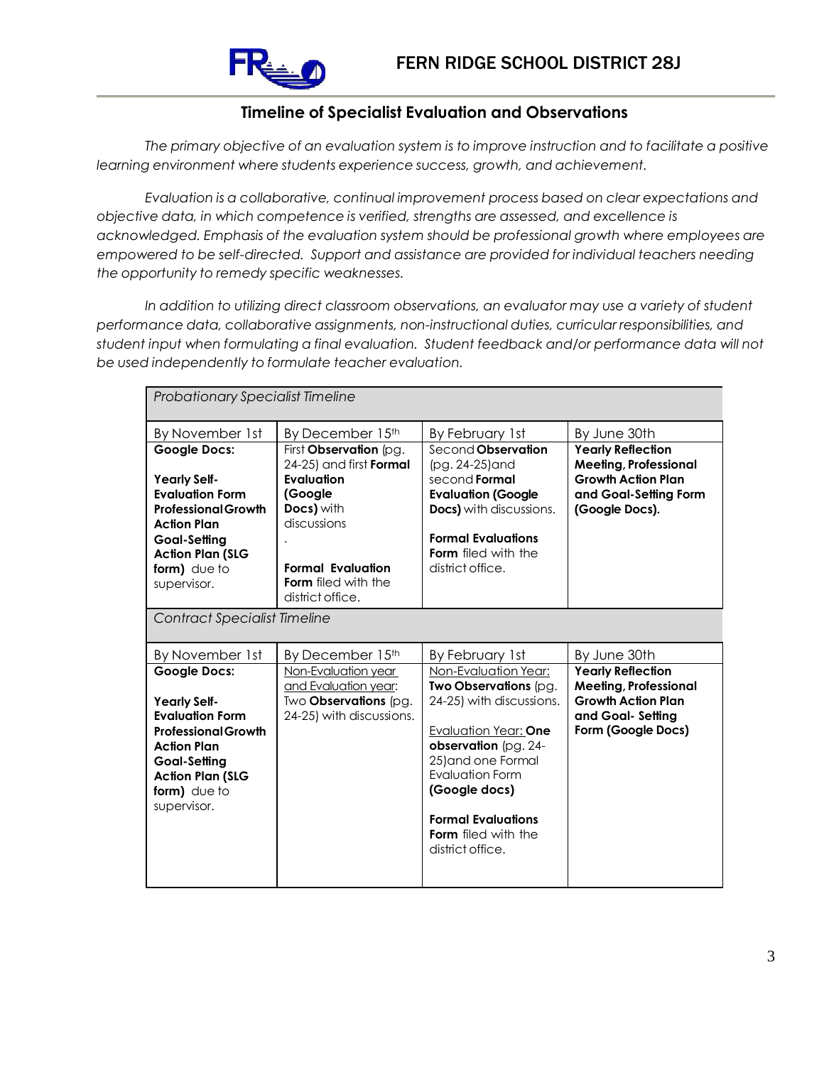## Timeline of Specialist Evaluation and Observations

*The primary objective of an evaluation system is to improve instruction and to facilitate a positive learning environment where students experience success, growth, and achievement.*

*Evaluation is a collaborative, continual improvement process based on clear expectations and objective data, in which competence is verified, strengths are assessed, and excellence is acknowledged. Emphasis of the evaluation system should be professional growth where employees are empowered to be self-directed. Support and assistance are provided for individual teachers needing the opportunity to remedy specific weaknesses.*

*In addition to utilizing direct classroom observations, an evaluator may use a variety of student performance data, collaborative assignments, non-instructional duties, curricular responsibilities, and student input when formulating a final evaluation. Student feedback and/or performance data will not be used independently to formulate teacher evaluation.*

| *Probationary Specialist Timeline* | | | |
|---|---|---|---|
| By November 1st | By December 15th | By February 1st | By June 30th |
| **Google Docs:**<br><br>**Yearly Self-Evaluation Form Professional Growth Action Plan Goal-Setting Action Plan (SLG form)** due to supervisor. | First **Observation** (pg. 24-25) and first **Formal Evaluation (Google Docs)** with discussions<br><br>.<br><br>**Formal Evaluation Form** filed with the district office. | Second **Observation** (pg. 24-25)and second **Formal Evaluation (Google Docs)** with discussions.<br><br>**Formal Evaluations Form** filed with the district office. | **Yearly Reflection Meeting, Professional Growth Action Plan and Goal-Setting Form (Google Docs).** |
| *Contract Specialist Timeline* | | | |
| By November 1st | By December 15th | By February 1st | By June 30th |
| **Google Docs:**<br><br>**Yearly Self-Evaluation Form Professional Growth Action Plan Goal-Setting Action Plan (SLG form)** due to supervisor. | <u>Non-Evaluation year and Evaluation year</u>: Two **Observations** (pg. 24-25) with discussions. | <u>Non-Evaluation Year:</u> **Two Observations** (pg. 24-25) with discussions.<br><br><u>Evaluation Year:</u> **One observation** (pg. 24-25)and one Formal Evaluation Form **(Google docs)**<br><br>**Formal Evaluations Form** filed with the district office. | **Yearly Reflection Meeting, Professional Growth Action Plan and Goal- Setting Form (Google Docs)** |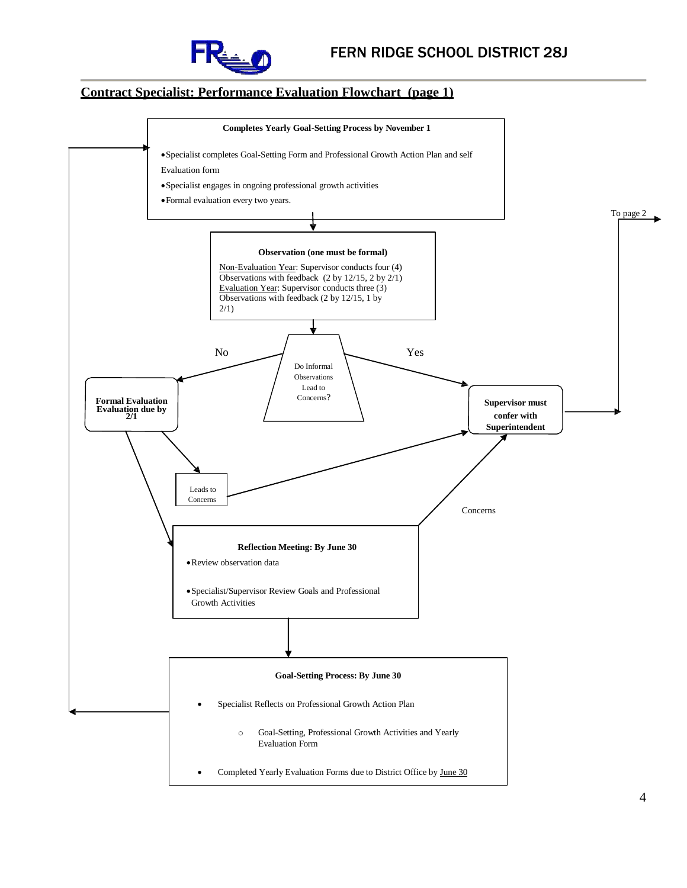FERN RIDGE SCHOOL DISTRICT 28J

## Contract Specialist: Performance Evaluation Flowchart (page 1)

**Completes Yearly Goal-Setting Process by November 1**

- Specialist completes Goal-Setting Form and Professional Growth Action Plan and self Evaluation form
- Specialist engages in ongoing professional growth activities
- Formal evaluation every two years.

To page 2

**Observation (one must be formal)**

Non-Evaluation Year: Supervisor conducts four (4) Observations with feedback (2 by 12/15, 2 by 2/1)
Evaluation Year: Supervisor conducts three (3) Observations with feedback (2 by 12/15, 1 by 2/1)

Do Informal Observations Lead to Concerns?

No → **Formal Evaluation Evaluation due by 2/1**

Yes → **Supervisor must confer with Superintendent**

Leads to Concerns

Concerns

**Reflection Meeting: By June 30**

- Review observation data
- Specialist/Supervisor Review Goals and Professional Growth Activities

**Goal-Setting Process: By June 30**

- Specialist Reflects on Professional Growth Action Plan
  - Goal-Setting, Professional Growth Activities and Yearly Evaluation Form
- Completed Yearly Evaluation Forms due to District Office by June 30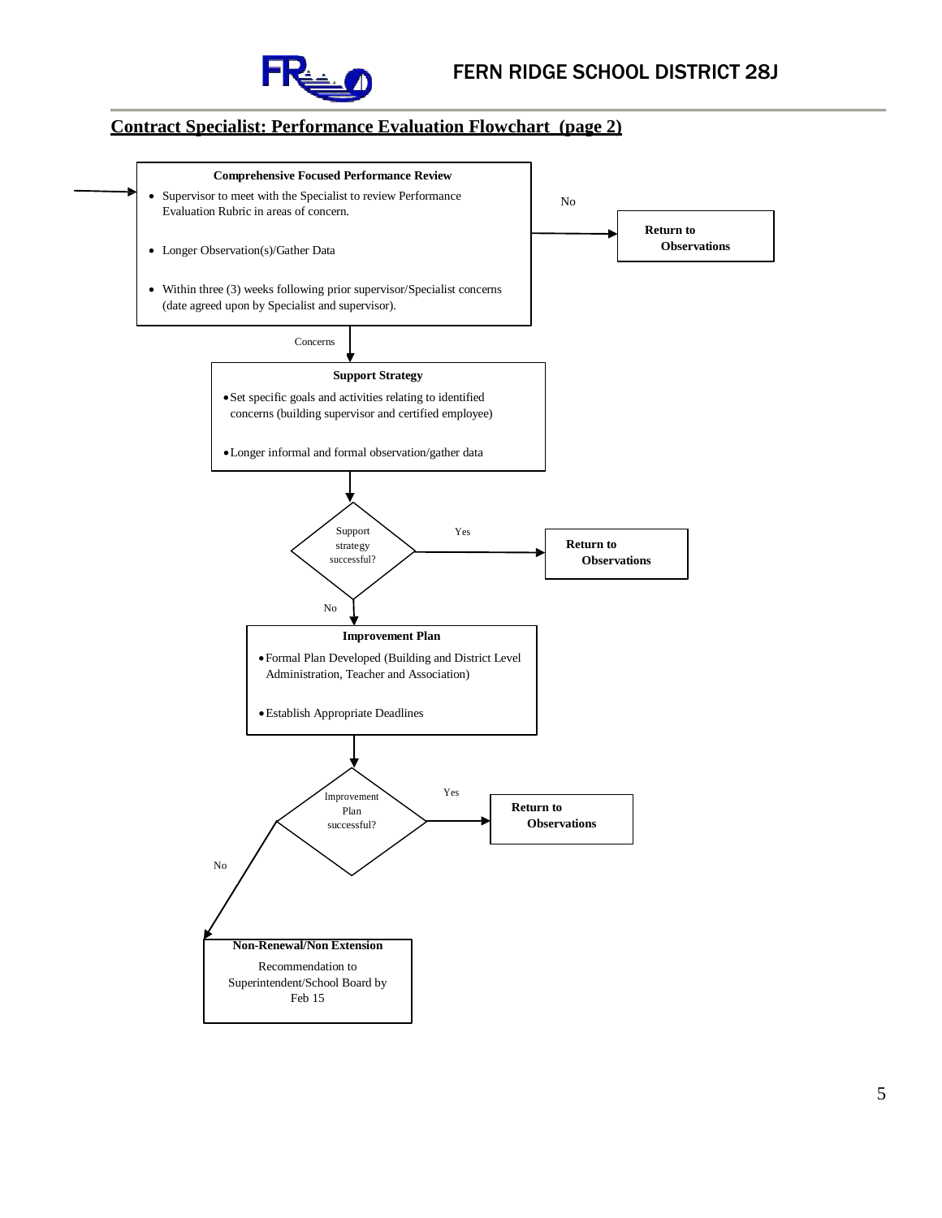## Contract Specialist: Performance Evaluation Flowchart (page 2)

**Comprehensive Focused Performance Review**

- Supervisor to meet with the Specialist to review Performance Evaluation Rubric in areas of concern.
- Longer Observation(s)/Gather Data
- Within three (3) weeks following prior supervisor/Specialist concerns (date agreed upon by Specialist and supervisor).

No → **Return to Observations**

Concerns ↓

**Support Strategy**

- Set specific goals and activities relating to identified concerns (building supervisor and certified employee)
- Longer informal and formal observation/gather data

↓

Support strategy successful?

Yes → **Return to Observations**

No ↓

**Improvement Plan**

- Formal Plan Developed (Building and District Level Administration, Teacher and Association)
- Establish Appropriate Deadlines

↓

Improvement Plan successful?

Yes → **Return to Observations**

No ↓

**Non-Renewal/Non Extension**

Recommendation to Superintendent/School Board by Feb 15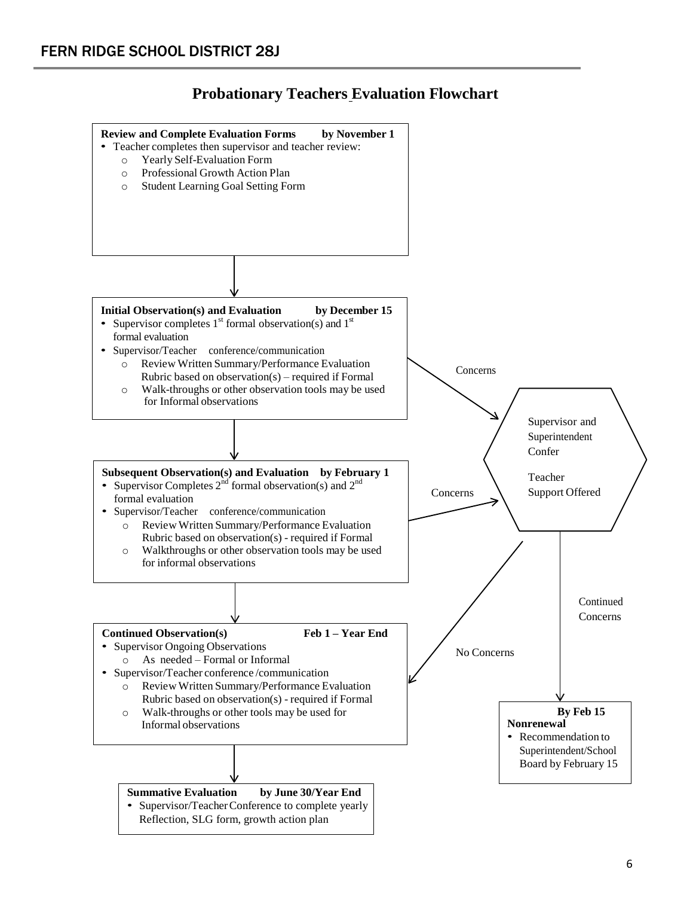## FERN RIDGE SCHOOL DISTRICT 28J

# Probationary Teachers Evaluation Flowchart

**Review and Complete Evaluation Forms by November 1**

- Teacher completes then supervisor and teacher review:
  - Yearly Self-Evaluation Form
  - Professional Growth Action Plan
  - Student Learning Goal Setting Form

↓

**Initial Observation(s) and Evaluation by December 15**

- Supervisor completes 1st formal observation(s) and 1st formal evaluation
- Supervisor/Teacher conference/communication
  - Review Written Summary/Performance Evaluation Rubric based on observation(s) – required if Formal
  - Walk-throughs or other observation tools may be used for Informal observations

Concerns → Supervisor and Superintendent Confer / Teacher Support Offered

↓

**Subsequent Observation(s) and Evaluation by February 1**

- Supervisor Completes 2nd formal observation(s) and 2nd formal evaluation
- Supervisor/Teacher conference/communication
  - Review Written Summary/Performance Evaluation Rubric based on observation(s) - required if Formal
  - Walkthroughs or other observation tools may be used for informal observations

Concerns → Supervisor and Superintendent Confer / Teacher Support Offered

**Supervisor and Superintendent Confer**

**Teacher Support Offered**

- No Concerns → Continued Observation(s)
- Continued Concerns → Nonrenewal

↓

**Continued Observation(s) Feb 1 – Year End**

- Supervisor Ongoing Observations
  - As needed – Formal or Informal
- Supervisor/Teacher conference /communication
  - Review Written Summary/Performance Evaluation Rubric based on observation(s) - required if Formal
  - Walk-throughs or other tools may be used for Informal observations

↓

**Summative Evaluation by June 30/Year End**

- Supervisor/Teacher Conference to complete yearly Reflection, SLG form, growth action plan

**By Feb 15**
**Nonrenewal**

- Recommendation to Superintendent/School Board by February 15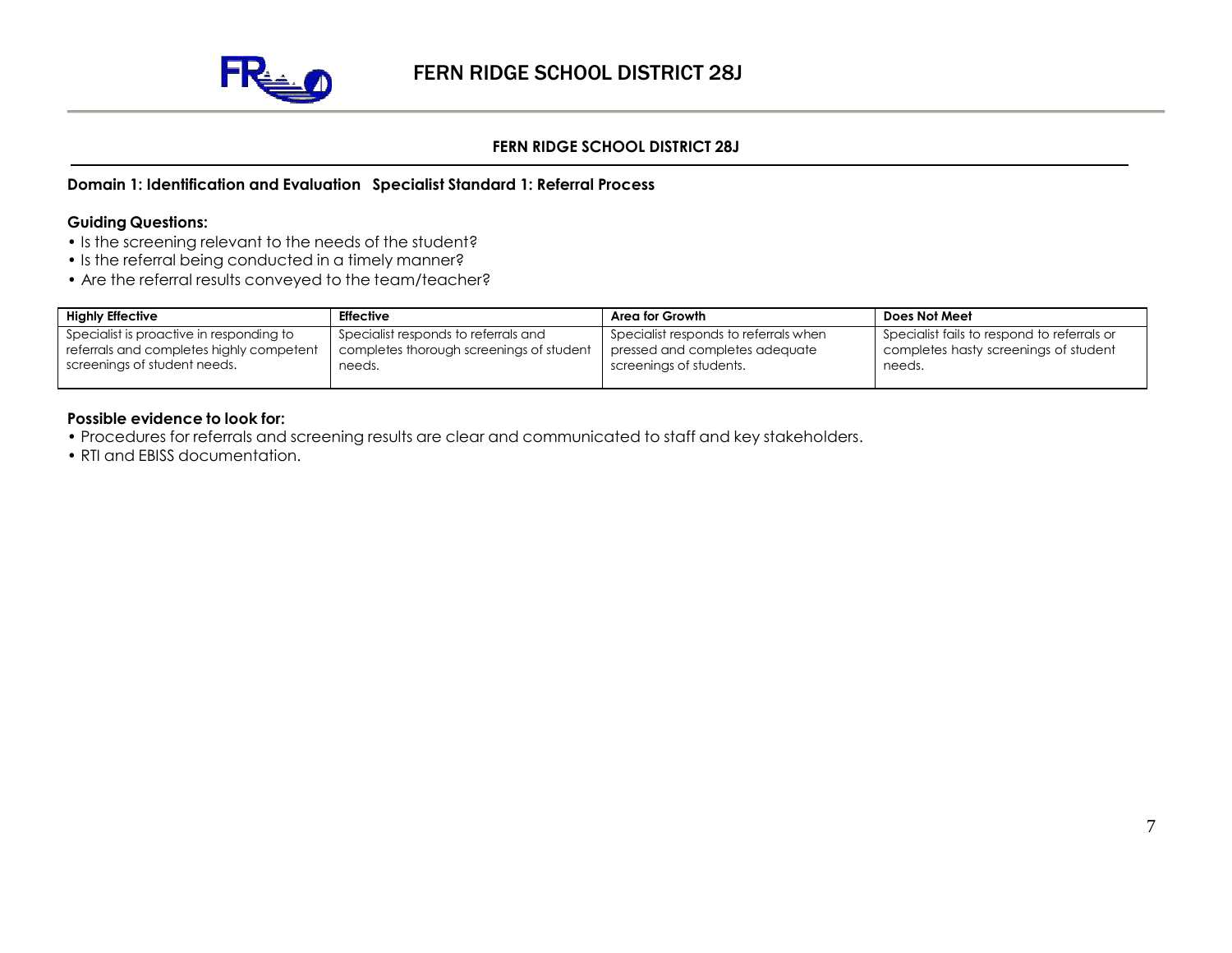# FERN RIDGE SCHOOL DISTRICT 28J

## FERN RIDGE SCHOOL DISTRICT 28J

### Domain 1: Identification and Evaluation Specialist Standard 1: Referral Process

**Guiding Questions:**

- Is the screening relevant to the needs of the student?
- Is the referral being conducted in a timely manner?
- Are the referral results conveyed to the team/teacher?

| Highly Effective | Effective | Area for Growth | Does Not Meet |
|---|---|---|---|
| Specialist is proactive in responding to referrals and completes highly competent screenings of student needs. | Specialist responds to referrals and completes thorough screenings of student needs. | Specialist responds to referrals when pressed and completes adequate screenings of students. | Specialist fails to respond to referrals or completes hasty screenings of student needs. |

**Possible evidence to look for:**

- Procedures for referrals and screening results are clear and communicated to staff and key stakeholders.
- RTI and EBISS documentation.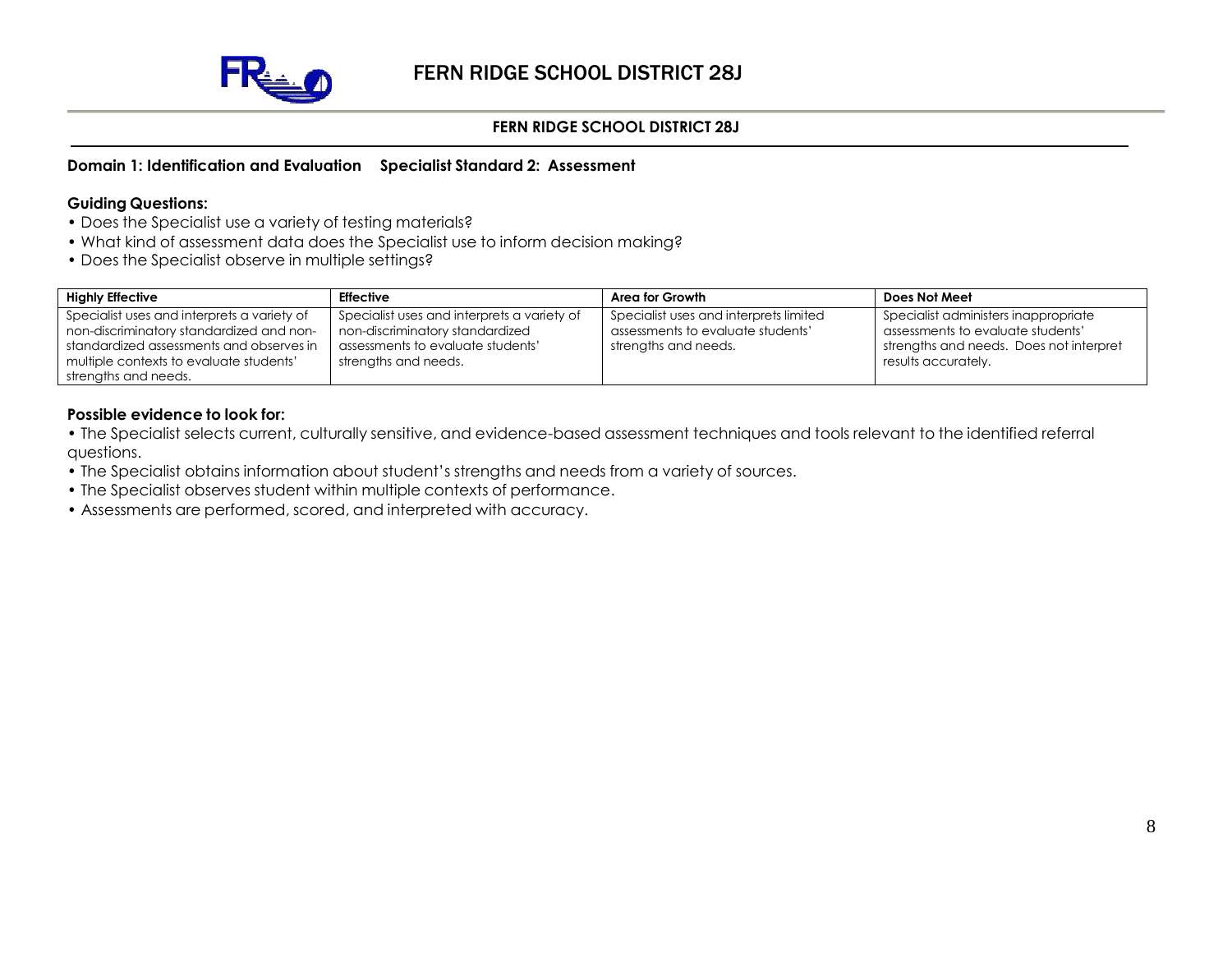# FERN RIDGE SCHOOL DISTRICT 28J

**FERN RIDGE SCHOOL DISTRICT 28J**

**Domain 1: Identification and Evaluation    Specialist Standard 2: Assessment**

**Guiding Questions:**

- Does the Specialist use a variety of testing materials?
- What kind of assessment data does the Specialist use to inform decision making?
- Does the Specialist observe in multiple settings?

| Highly Effective | Effective | Area for Growth | Does Not Meet |
| --- | --- | --- | --- |
| Specialist uses and interprets a variety of non-discriminatory standardized and non-standardized assessments and observes in multiple contexts to evaluate students' strengths and needs. | Specialist uses and interprets a variety of non-discriminatory standardized assessments to evaluate students' strengths and needs. | Specialist uses and interprets limited assessments to evaluate students' strengths and needs. | Specialist administers inappropriate assessments to evaluate students' strengths and needs. Does not interpret results accurately. |

**Possible evidence to look for:**

- The Specialist selects current, culturally sensitive, and evidence-based assessment techniques and tools relevant to the identified referral questions.
- The Specialist obtains information about student's strengths and needs from a variety of sources.
- The Specialist observes student within multiple contexts of performance.
- Assessments are performed, scored, and interpreted with accuracy.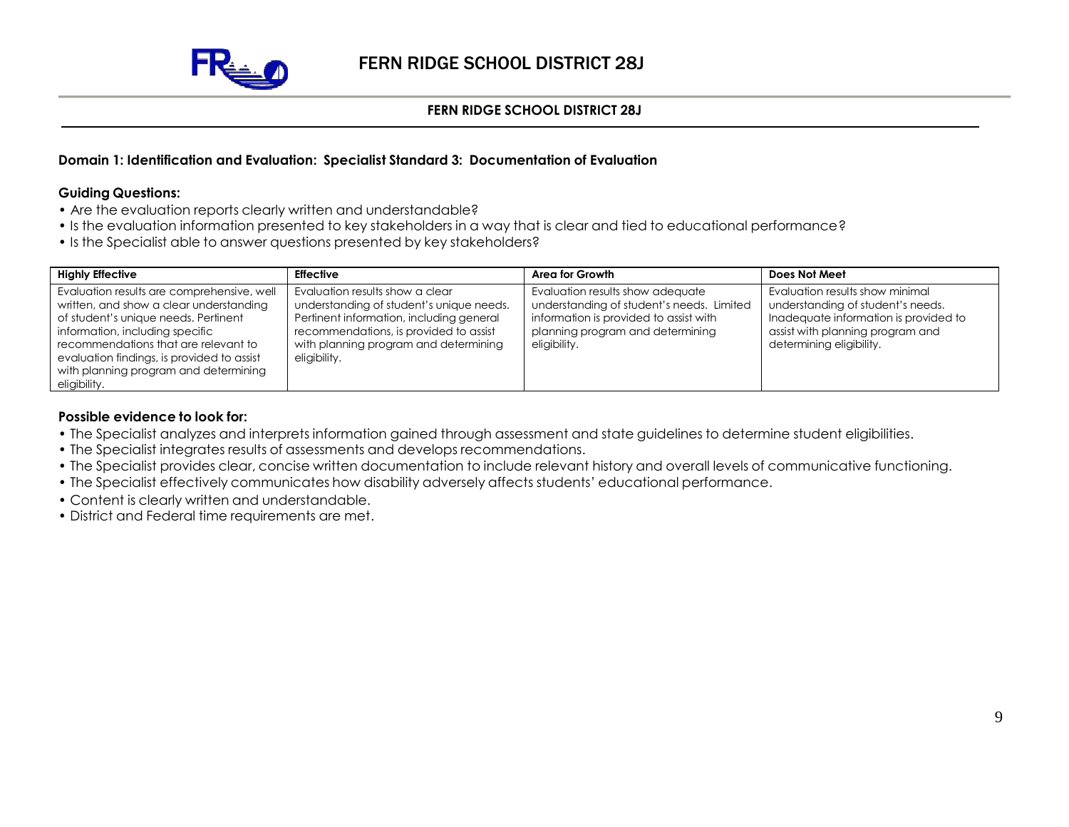# FERN RIDGE SCHOOL DISTRICT 28J

**FERN RIDGE SCHOOL DISTRICT 28J**

**Domain 1: Identification and Evaluation: Specialist Standard 3: Documentation of Evaluation**

**Guiding Questions:**

- Are the evaluation reports clearly written and understandable?
- Is the evaluation information presented to key stakeholders in a way that is clear and tied to educational performance?
- Is the Specialist able to answer questions presented by key stakeholders?

| Highly Effective | Effective | Area for Growth | Does Not Meet |
|---|---|---|---|
| Evaluation results are comprehensive, well written, and show a clear understanding of student's unique needs. Pertinent information, including specific recommendations that are relevant to evaluation findings, is provided to assist with planning program and determining eligibility. | Evaluation results show a clear understanding of student's unique needs. Pertinent information, including general recommendations, is provided to assist with planning program and determining eligibility. | Evaluation results show adequate understanding of student's needs. Limited information is provided to assist with planning program and determining eligibility. | Evaluation results show minimal understanding of student's needs. Inadequate information is provided to assist with planning program and determining eligibility. |

**Possible evidence to look for:**

- The Specialist analyzes and interprets information gained through assessment and state guidelines to determine student eligibilities.
- The Specialist integrates results of assessments and develops recommendations.
- The Specialist provides clear, concise written documentation to include relevant history and overall levels of communicative functioning.
- The Specialist effectively communicates how disability adversely affects students' educational performance.
- Content is clearly written and understandable.
- District and Federal time requirements are met.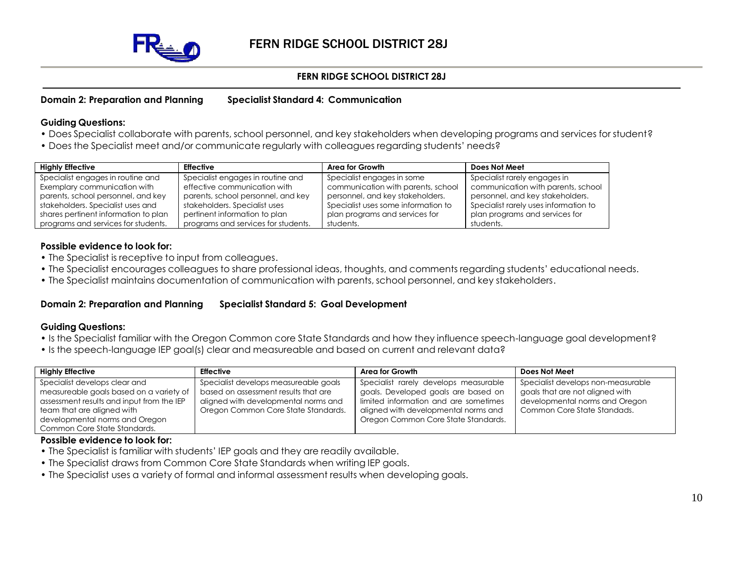**Domain 2: Preparation and Planning Specialist Standard 4: Communication**

**Guiding Questions:**

- Does Specialist collaborate with parents, school personnel, and key stakeholders when developing programs and services for student?
- Does the Specialist meet and/or communicate regularly with colleagues regarding students' needs?

| Highly Effective | Effective | Area for Growth | Does Not Meet |
|---|---|---|---|
| Specialist engages in routine and Exemplary communication with parents, school personnel, and key stakeholders. Specialist uses and shares pertinent information to plan programs and services for students. | Specialist engages in routine and effective communication with parents, school personnel, and key stakeholders. Specialist uses pertinent information to plan programs and services for students. | Specialist engages in some communication with parents, school personnel, and key stakeholders. Specialist uses some information to plan programs and services for students. | Specialist rarely engages in communication with parents, school personnel, and key stakeholders. Specialist rarely uses information to plan programs and services for students. |

**Possible evidence to look for:**

- The Specialist is receptive to input from colleagues.
- The Specialist encourages colleagues to share professional ideas, thoughts, and comments regarding students' educational needs.
- The Specialist maintains documentation of communication with parents, school personnel, and key stakeholders.

**Domain 2: Preparation and Planning Specialist Standard 5: Goal Development**

**Guiding Questions:**

- Is the Specialist familiar with the Oregon Common core State Standards and how they influence speech-language goal development?
- Is the speech-language IEP goal(s) clear and measureable and based on current and relevant data?

| Highly Effective | Effective | Area for Growth | Does Not Meet |
|---|---|---|---|
| Specialist develops clear and measureable goals based on a variety of assessment results and input from the IEP team that are aligned with developmental norms and Oregon Common Core State Standards. | Specialist develops measureable goals based on assessment results that are aligned with developmental norms and Oregon Common Core State Standards. | Specialist rarely develops measurable goals. Developed goals are based on limited information and are sometimes aligned with developmental norms and Oregon Common Core State Standards. | Specialist develops non-measurable goals that are not aligned with developmental norms and Oregon Common Core State Standads. |

**Possible evidence to look for:**

- The Specialist is familiar with students' IEP goals and they are readily available.
- The Specialist draws from Common Core State Standards when writing IEP goals.
- The Specialist uses a variety of formal and informal assessment results when developing goals.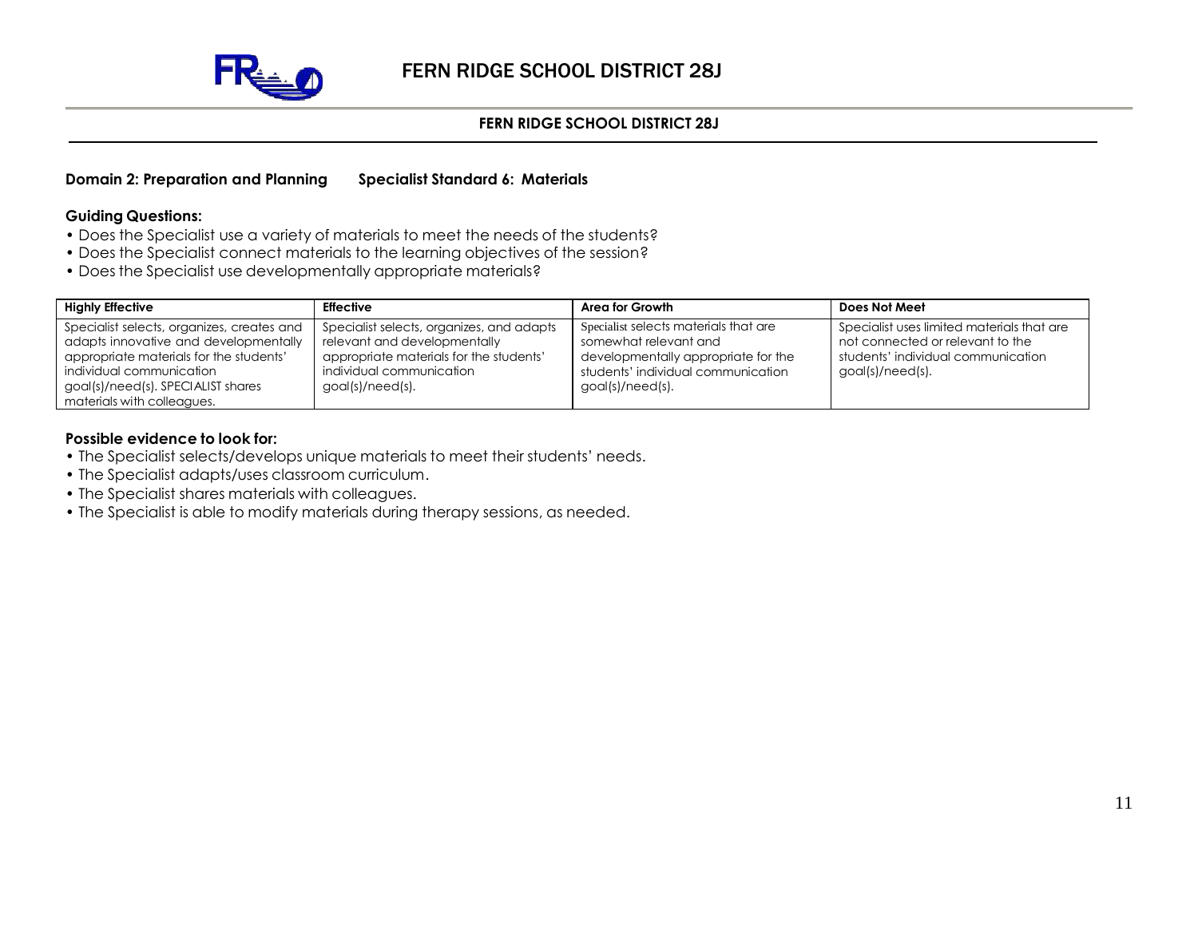**Domain 2: Preparation and Planning Specialist Standard 6: Materials**

**Guiding Questions:**

- Does the Specialist use a variety of materials to meet the needs of the students?
- Does the Specialist connect materials to the learning objectives of the session?
- Does the Specialist use developmentally appropriate materials?

| Highly Effective | Effective | Area for Growth | Does Not Meet |
|---|---|---|---|
| Specialist selects, organizes, creates and adapts innovative and developmentally appropriate materials for the students' individual communication goal(s)/need(s). SPECIALIST shares materials with colleagues. | Specialist selects, organizes, and adapts relevant and developmentally appropriate materials for the students' individual communication goal(s)/need(s). | Specialist selects materials that are somewhat relevant and developmentally appropriate for the students' individual communication goal(s)/need(s). | Specialist uses limited materials that are not connected or relevant to the students' individual communication goal(s)/need(s). |

**Possible evidence to look for:**

- The Specialist selects/develops unique materials to meet their students' needs.
- The Specialist adapts/uses classroom curriculum.
- The Specialist shares materials with colleagues.
- The Specialist is able to modify materials during therapy sessions, as needed.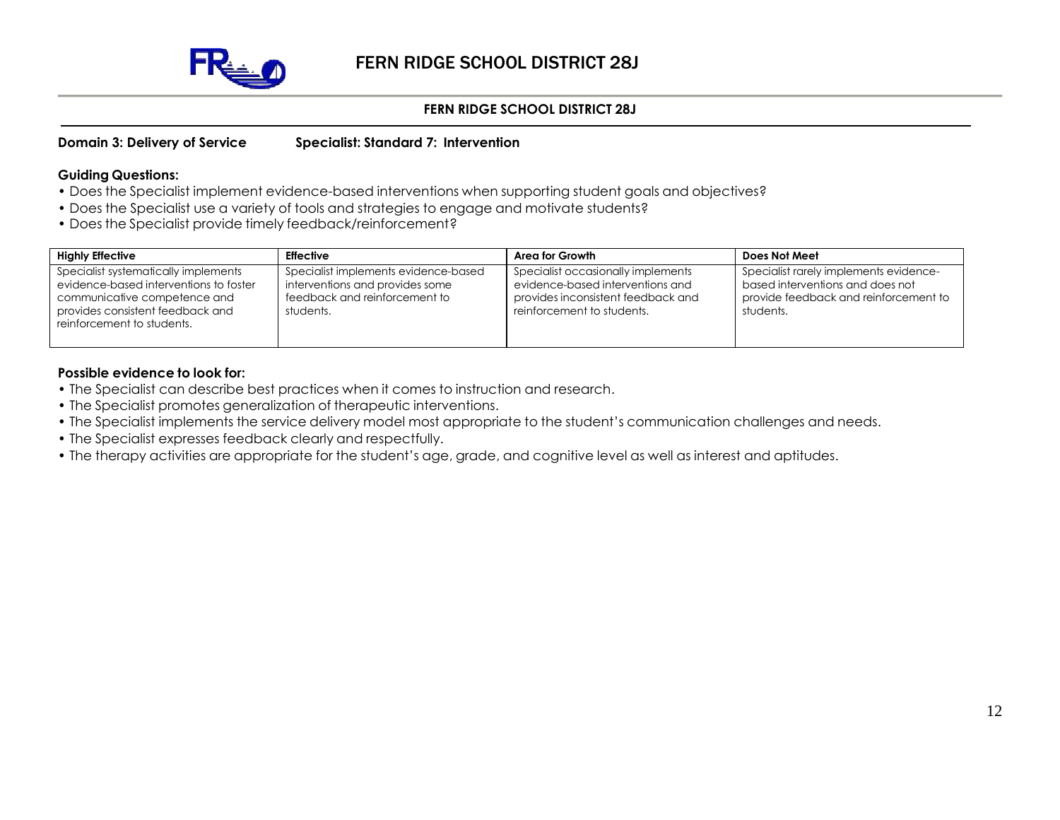**Domain 3: Delivery of Service** **Specialist: Standard 7: Intervention**

**Guiding Questions:**

- Does the Specialist implement evidence-based interventions when supporting student goals and objectives?
- Does the Specialist use a variety of tools and strategies to engage and motivate students?
- Does the Specialist provide timely feedback/reinforcement?

| Highly Effective | Effective | Area for Growth | Does Not Meet |
|---|---|---|---|
| Specialist systematically implements evidence-based interventions to foster communicative competence and provides consistent feedback and reinforcement to students. | Specialist implements evidence-based interventions and provides some feedback and reinforcement to students. | Specialist occasionally implements evidence-based interventions and provides inconsistent feedback and reinforcement to students. | Specialist rarely implements evidence-based interventions and does not provide feedback and reinforcement to students. |

**Possible evidence to look for:**

- The Specialist can describe best practices when it comes to instruction and research.
- The Specialist promotes generalization of therapeutic interventions.
- The Specialist implements the service delivery model most appropriate to the student's communication challenges and needs.
- The Specialist expresses feedback clearly and respectfully.
- The therapy activities are appropriate for the student's age, grade, and cognitive level as well as interest and aptitudes.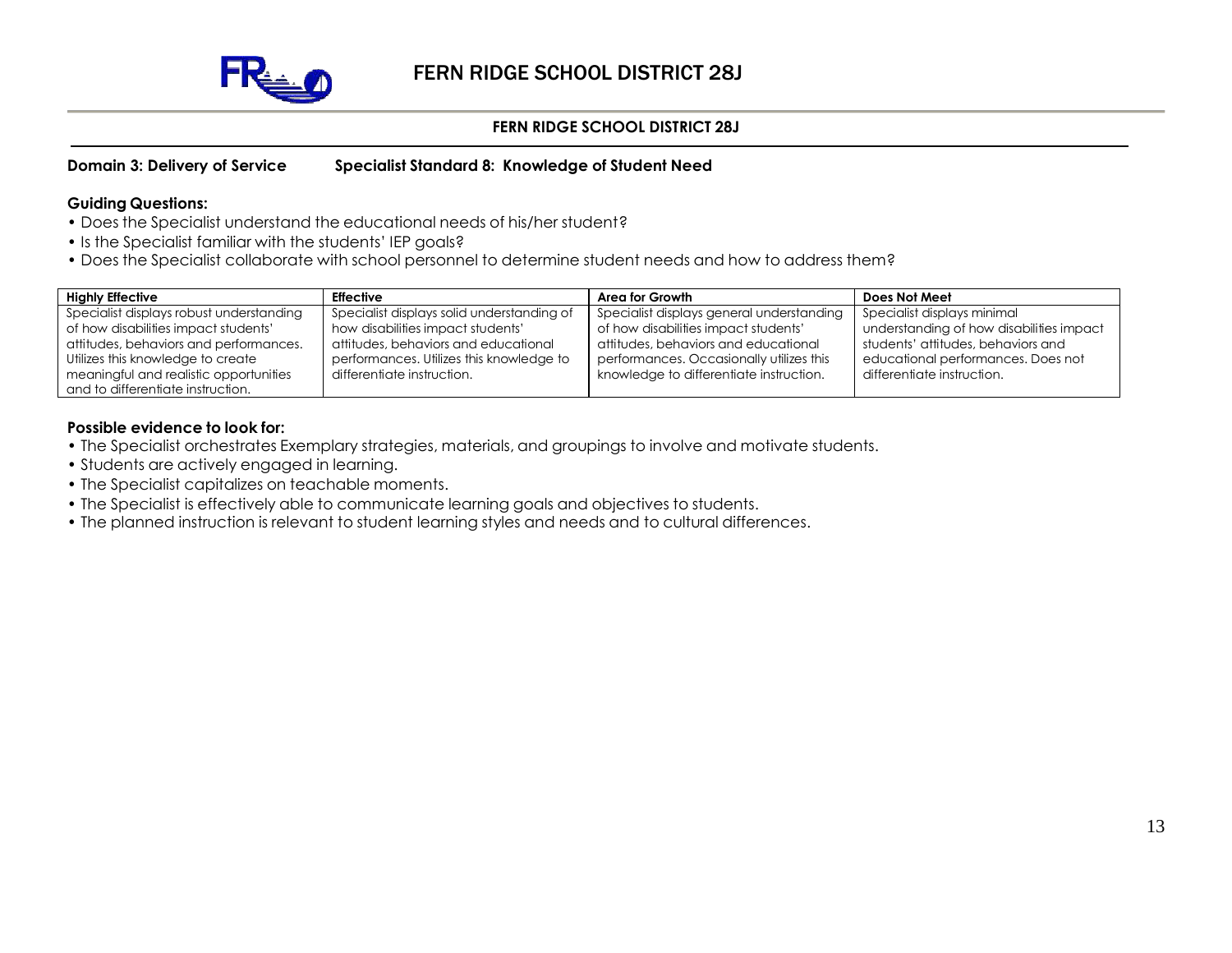# FERN RIDGE SCHOOL DISTRICT 28J

**FERN RIDGE SCHOOL DISTRICT 28J**

**Domain 3: Delivery of Service** **Specialist Standard 8: Knowledge of Student Need**

**Guiding Questions:**

- Does the Specialist understand the educational needs of his/her student?
- Is the Specialist familiar with the students' IEP goals?
- Does the Specialist collaborate with school personnel to determine student needs and how to address them?

| Highly Effective | Effective | Area for Growth | Does Not Meet |
|---|---|---|---|
| Specialist displays robust understanding of how disabilities impact students' attitudes, behaviors and performances. Utilizes this knowledge to create meaningful and realistic opportunities and to differentiate instruction. | Specialist displays solid understanding of how disabilities impact students' attitudes, behaviors and educational performances. Utilizes this knowledge to differentiate instruction. | Specialist displays general understanding of how disabilities impact students' attitudes, behaviors and educational performances. Occasionally utilizes this knowledge to differentiate instruction. | Specialist displays minimal understanding of how disabilities impact students' attitudes, behaviors and educational performances. Does not differentiate instruction. |

**Possible evidence to look for:**

- The Specialist orchestrates Exemplary strategies, materials, and groupings to involve and motivate students.
- Students are actively engaged in learning.
- The Specialist capitalizes on teachable moments.
- The Specialist is effectively able to communicate learning goals and objectives to students.
- The planned instruction is relevant to student learning styles and needs and to cultural differences.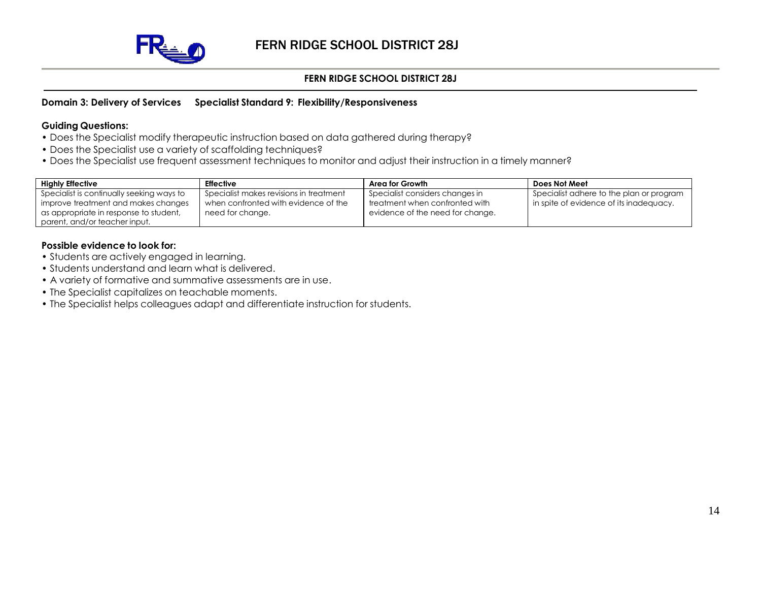# FERN RIDGE SCHOOL DISTRICT 28J

**FERN RIDGE SCHOOL DISTRICT 28J**

**Domain 3: Delivery of Services     Specialist Standard 9: Flexibility/Responsiveness**

**Guiding Questions:**

- Does the Specialist modify therapeutic instruction based on data gathered during therapy?
- Does the Specialist use a variety of scaffolding techniques?
- Does the Specialist use frequent assessment techniques to monitor and adjust their instruction in a timely manner?

| Highly Effective | Effective | Area for Growth | Does Not Meet |
|---|---|---|---|
| Specialist is continually seeking ways to improve treatment and makes changes as appropriate in response to student, parent, and/or teacher input. | Specialist makes revisions in treatment when confronted with evidence of the need for change. | Specialist considers changes in treatment when confronted with evidence of the need for change. | Specialist adhere to the plan or program in spite of evidence of its inadequacy. |

**Possible evidence to look for:**

- Students are actively engaged in learning.
- Students understand and learn what is delivered.
- A variety of formative and summative assessments are in use.
- The Specialist capitalizes on teachable moments.
- The Specialist helps colleagues adapt and differentiate instruction for students.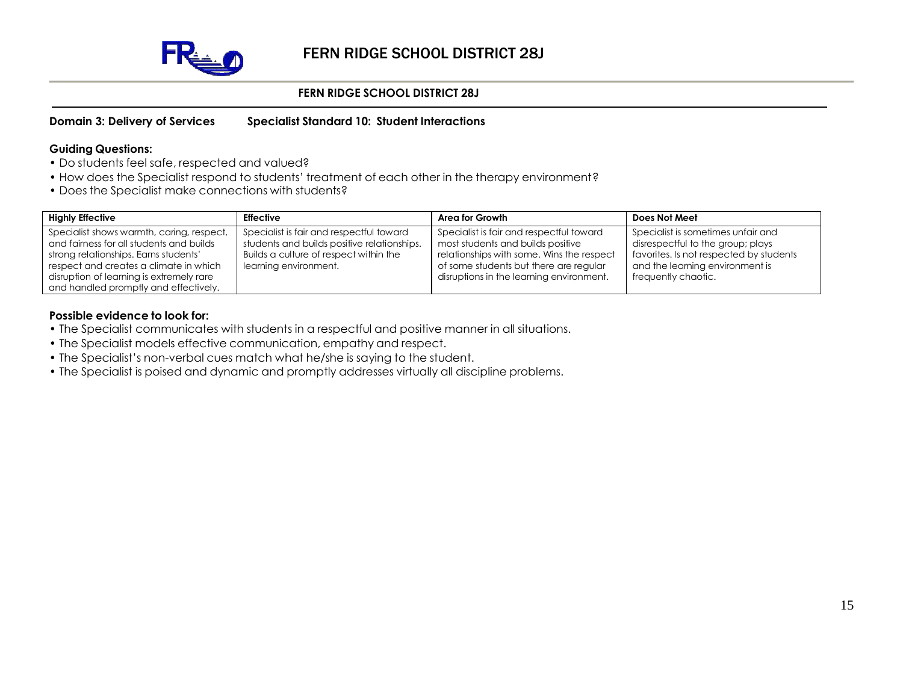# FERN RIDGE SCHOOL DISTRICT 28J

**FERN RIDGE SCHOOL DISTRICT 28J**

**Domain 3: Delivery of Services    Specialist Standard 10: Student Interactions**

**Guiding Questions:**

- Do students feel safe, respected and valued?
- How does the Specialist respond to students' treatment of each other in the therapy environment?
- Does the Specialist make connections with students?

| Highly Effective | Effective | Area for Growth | Does Not Meet |
|---|---|---|---|
| Specialist shows warmth, caring, respect, and fairness for all students and builds strong relationships. Earns students' respect and creates a climate in which disruption of learning is extremely rare and handled promptly and effectively. | Specialist is fair and respectful toward students and builds positive relationships. Builds a culture of respect within the learning environment. | Specialist is fair and respectful toward most students and builds positive relationships with some. Wins the respect of some students but there are regular disruptions in the learning environment. | Specialist is sometimes unfair and disrespectful to the group; plays favorites. Is not respected by students and the learning environment is frequently chaotic. |

**Possible evidence to look for:**

- The Specialist communicates with students in a respectful and positive manner in all situations.
- The Specialist models effective communication, empathy and respect.
- The Specialist's non-verbal cues match what he/she is saying to the student.
- The Specialist is poised and dynamic and promptly addresses virtually all discipline problems.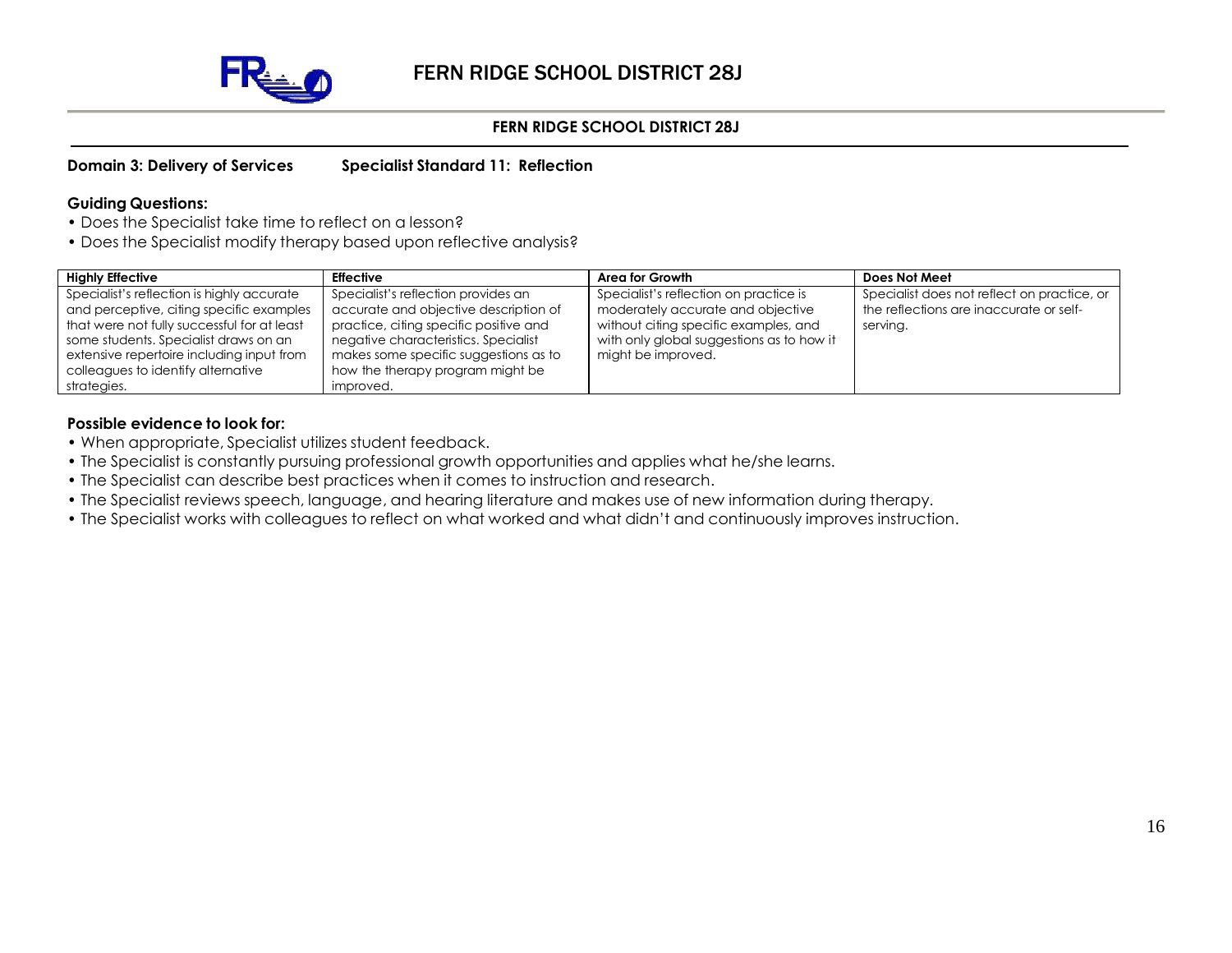# FERN RIDGE SCHOOL DISTRICT 28J

**FERN RIDGE SCHOOL DISTRICT 28J**

**Domain 3: Delivery of Services** **Specialist Standard 11: Reflection**

**Guiding Questions:**

- Does the Specialist take time to reflect on a lesson?
- Does the Specialist modify therapy based upon reflective analysis?

| Highly Effective | Effective | Area for Growth | Does Not Meet |
|---|---|---|---|
| Specialist's reflection is highly accurate and perceptive, citing specific examples that were not fully successful for at least some students. Specialist draws on an extensive repertoire including input from colleagues to identify alternative strategies. | Specialist's reflection provides an accurate and objective description of practice, citing specific positive and negative characteristics. Specialist makes some specific suggestions as to how the therapy program might be improved. | Specialist's reflection on practice is moderately accurate and objective without citing specific examples, and with only global suggestions as to how it might be improved. | Specialist does not reflect on practice, or the reflections are inaccurate or self-serving. |

**Possible evidence to look for:**

- When appropriate, Specialist utilizes student feedback.
- The Specialist is constantly pursuing professional growth opportunities and applies what he/she learns.
- The Specialist can describe best practices when it comes to instruction and research.
- The Specialist reviews speech, language, and hearing literature and makes use of new information during therapy.
- The Specialist works with colleagues to reflect on what worked and what didn't and continuously improves instruction.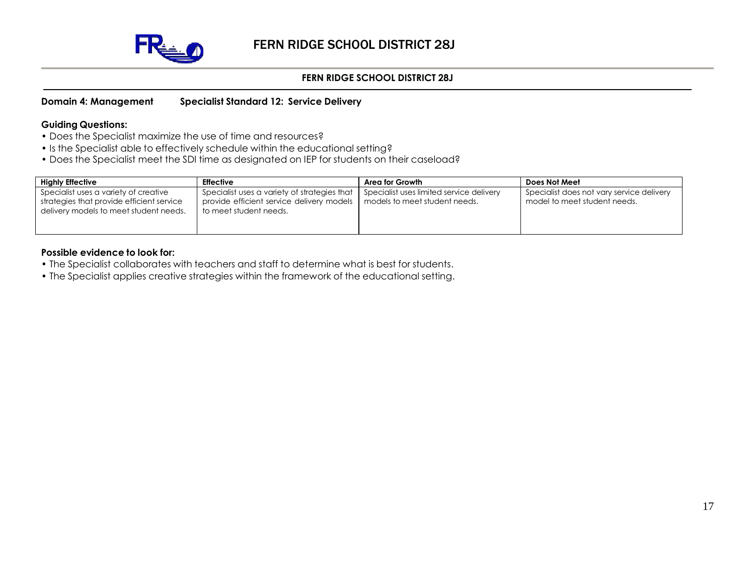# FERN RIDGE SCHOOL DISTRICT 28J

**FERN RIDGE SCHOOL DISTRICT 28J**

**Domain 4: Management** **Specialist Standard 12: Service Delivery**

**Guiding Questions:**

- Does the Specialist maximize the use of time and resources?
- Is the Specialist able to effectively schedule within the educational setting?
- Does the Specialist meet the SDI time as designated on IEP for students on their caseload?

| Highly Effective | Effective | Area for Growth | Does Not Meet |
|---|---|---|---|
| Specialist uses a variety of creative strategies that provide efficient service delivery models to meet student needs. | Specialist uses a variety of strategies that provide efficient service delivery models to meet student needs. | Specialist uses limited service delivery models to meet student needs. | Specialist does not vary service delivery model to meet student needs. |

**Possible evidence to look for:**

- The Specialist collaborates with teachers and staff to determine what is best for students.
- The Specialist applies creative strategies within the framework of the educational setting.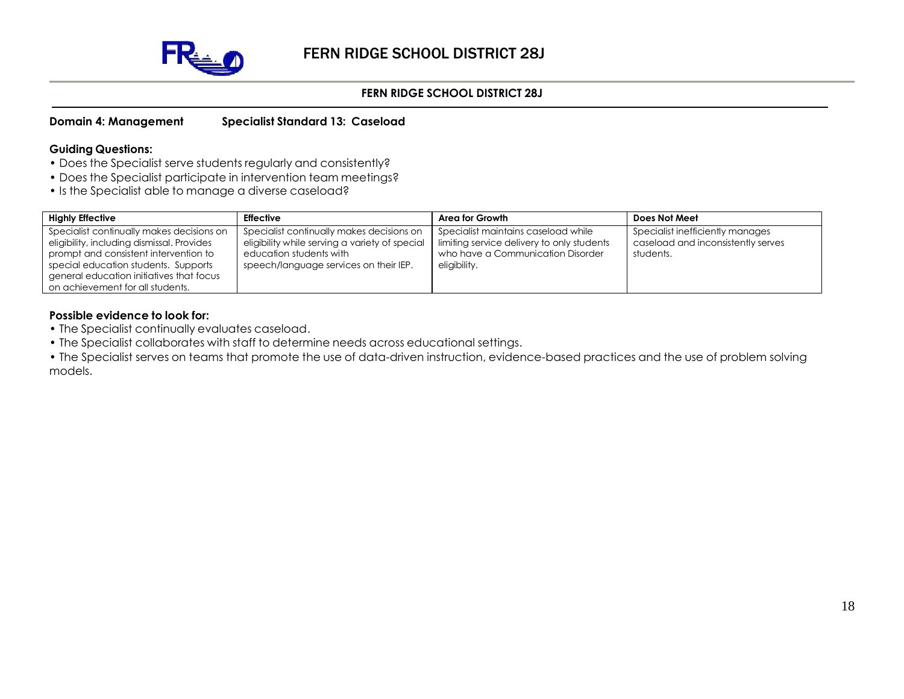# FERN RIDGE SCHOOL DISTRICT 28J

**FERN RIDGE SCHOOL DISTRICT 28J**

**Domain 4: Management** **Specialist Standard 13: Caseload**

**Guiding Questions:**

- Does the Specialist serve students regularly and consistently?
- Does the Specialist participate in intervention team meetings?
- Is the Specialist able to manage a diverse caseload?

| Highly Effective | Effective | Area for Growth | Does Not Meet |
|---|---|---|---|
| Specialist continually makes decisions on eligibility, including dismissal. Provides prompt and consistent intervention to special education students. Supports general education initiatives that focus on achievement for all students. | Specialist continually makes decisions on eligibility while serving a variety of special education students with speech/language services on their IEP. | Specialist maintains caseload while limiting service delivery to only students who have a Communication Disorder eligibility. | Specialist inefficiently manages caseload and inconsistently serves students. |

**Possible evidence to look for:**

- The Specialist continually evaluates caseload.
- The Specialist collaborates with staff to determine needs across educational settings.
- The Specialist serves on teams that promote the use of data-driven instruction, evidence-based practices and the use of problem solving models.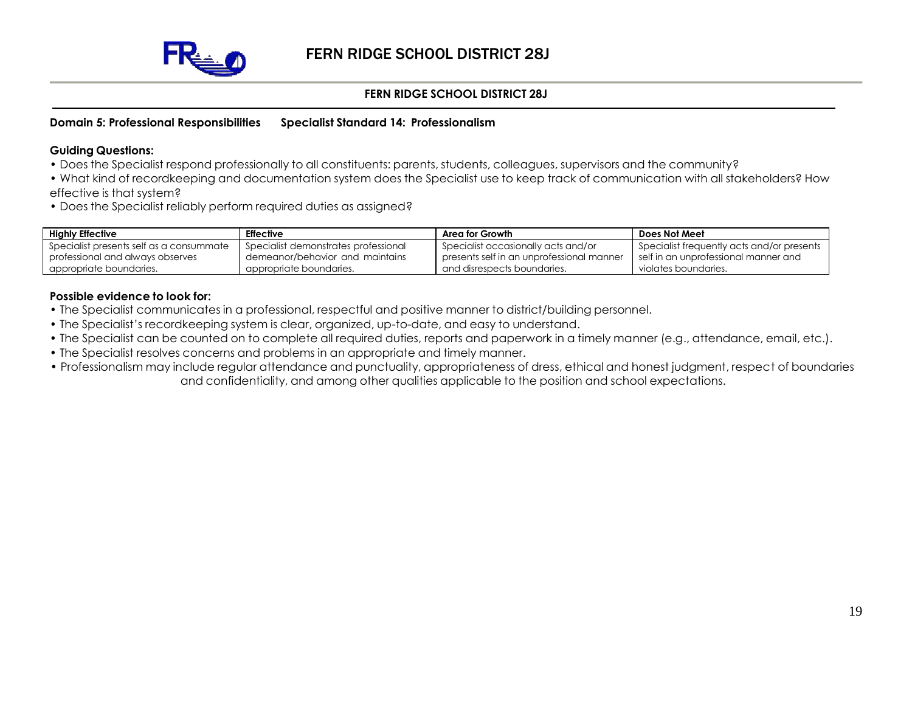# FERN RIDGE SCHOOL DISTRICT 28J

**FERN RIDGE SCHOOL DISTRICT 28J**

**Domain 5: Professional Responsibilities      Specialist Standard 14: Professionalism**

**Guiding Questions:**

- Does the Specialist respond professionally to all constituents: parents, students, colleagues, supervisors and the community?
- What kind of recordkeeping and documentation system does the Specialist use to keep track of communication with all stakeholders? How effective is that system?
- Does the Specialist reliably perform required duties as assigned?

| Highly Effective | Effective | Area for Growth | Does Not Meet |
|---|---|---|---|
| Specialist presents self as a consummate professional and always observes appropriate boundaries. | Specialist demonstrates professional demeanor/behavior and maintains appropriate boundaries. | Specialist occasionally acts and/or presents self in an unprofessional manner and disrespects boundaries. | Specialist frequently acts and/or presents self in an unprofessional manner and violates boundaries. |

**Possible evidence to look for:**

- The Specialist communicates in a professional, respectful and positive manner to district/building personnel.
- The Specialist's recordkeeping system is clear, organized, up-to-date, and easy to understand.
- The Specialist can be counted on to complete all required duties, reports and paperwork in a timely manner (e.g., attendance, email, etc.).
- The Specialist resolves concerns and problems in an appropriate and timely manner.
- Professionalism may include regular attendance and punctuality, appropriateness of dress, ethical and honest judgment, respect of boundaries and confidentiality, and among other qualities applicable to the position and school expectations.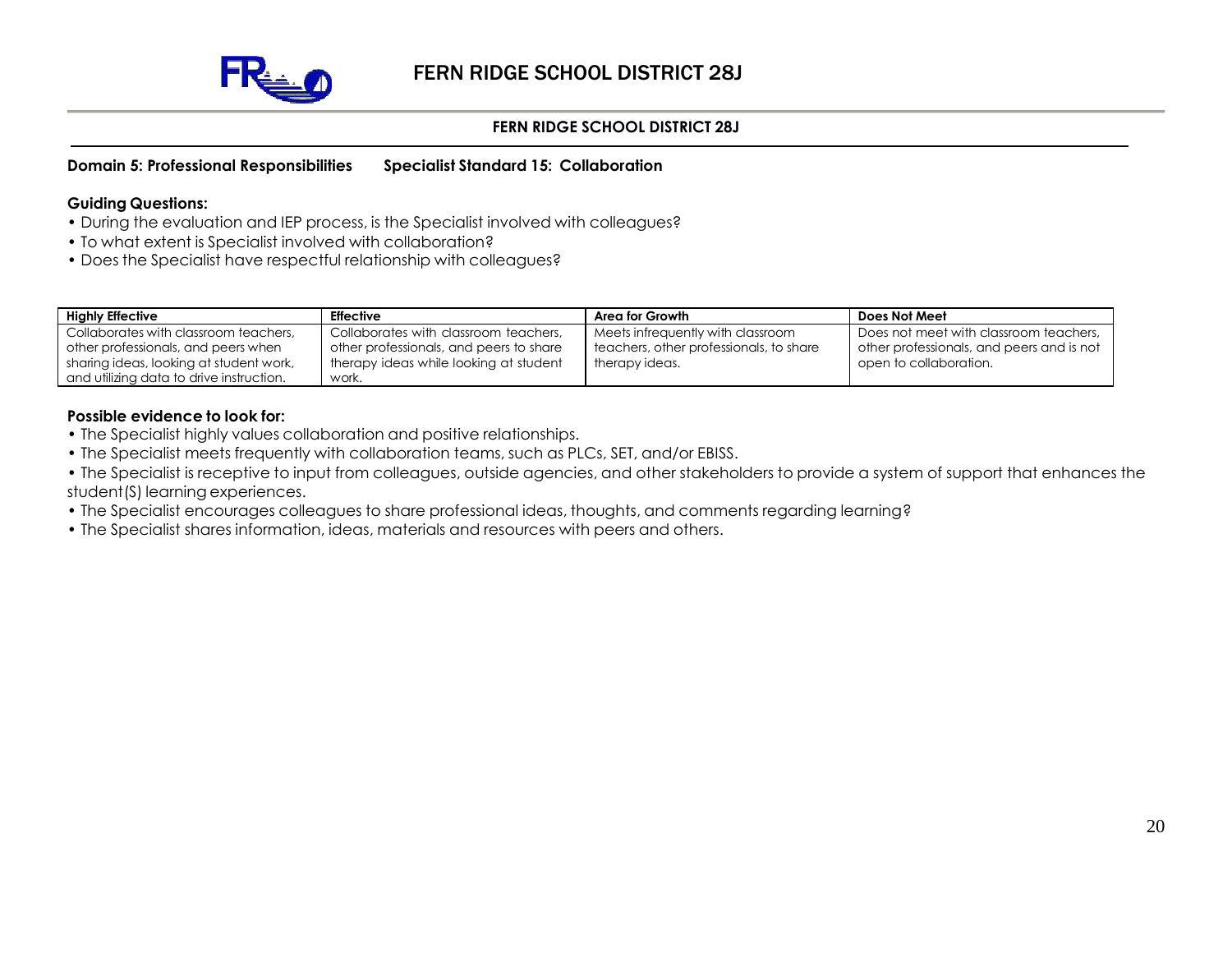# FERN RIDGE SCHOOL DISTRICT 28J

**FERN RIDGE SCHOOL DISTRICT 28J**

**Domain 5: Professional Responsibilities  Specialist Standard 15: Collaboration**

**Guiding Questions:**

- During the evaluation and IEP process, is the Specialist involved with colleagues?
- To what extent is Specialist involved with collaboration?
- Does the Specialist have respectful relationship with colleagues?

| Highly Effective | Effective | Area for Growth | Does Not Meet |
|---|---|---|---|
| Collaborates with classroom teachers, other professionals, and peers when sharing ideas, looking at student work, and utilizing data to drive instruction. | Collaborates with classroom teachers, other professionals, and peers to share therapy ideas while looking at student work. | Meets infrequently with classroom teachers, other professionals, to share therapy ideas. | Does not meet with classroom teachers, other professionals, and peers and is not open to collaboration. |

**Possible evidence to look for:**

- The Specialist highly values collaboration and positive relationships.
- The Specialist meets frequently with collaboration teams, such as PLCs, SET, and/or EBISS.
- The Specialist is receptive to input from colleagues, outside agencies, and other stakeholders to provide a system of support that enhances the student(S) learning experiences.
- The Specialist encourages colleagues to share professional ideas, thoughts, and comments regarding learning?
- The Specialist shares information, ideas, materials and resources with peers and others.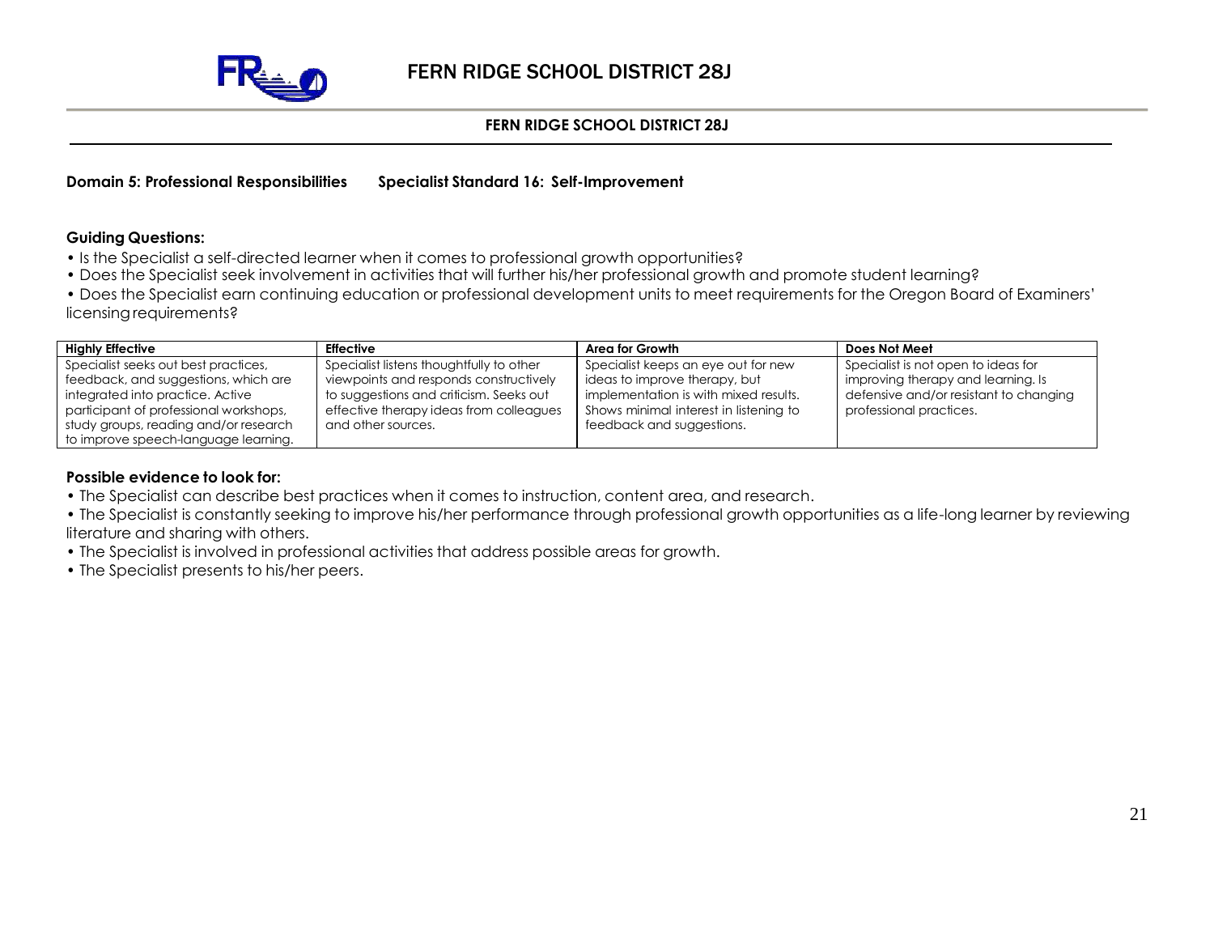# FERN RIDGE SCHOOL DISTRICT 28J

**FERN RIDGE SCHOOL DISTRICT 28J**

**Domain 5: Professional Responsibilities      Specialist Standard 16: Self-Improvement**

**Guiding Questions:**

- Is the Specialist a self-directed learner when it comes to professional growth opportunities?
- Does the Specialist seek involvement in activities that will further his/her professional growth and promote student learning?
- Does the Specialist earn continuing education or professional development units to meet requirements for the Oregon Board of Examiners' licensing requirements?

| Highly Effective | Effective | Area for Growth | Does Not Meet |
|---|---|---|---|
| Specialist seeks out best practices, feedback, and suggestions, which are integrated into practice. Active participant of professional workshops, study groups, reading and/or research to improve speech-language learning. | Specialist listens thoughtfully to other viewpoints and responds constructively to suggestions and criticism. Seeks out effective therapy ideas from colleagues and other sources. | Specialist keeps an eye out for new ideas to improve therapy, but implementation is with mixed results. Shows minimal interest in listening to feedback and suggestions. | Specialist is not open to ideas for improving therapy and learning. Is defensive and/or resistant to changing professional practices. |

**Possible evidence to look for:**

- The Specialist can describe best practices when it comes to instruction, content area, and research.
- The Specialist is constantly seeking to improve his/her performance through professional growth opportunities as a life-long learner by reviewing literature and sharing with others.
- The Specialist is involved in professional activities that address possible areas for growth.
- The Specialist presents to his/her peers.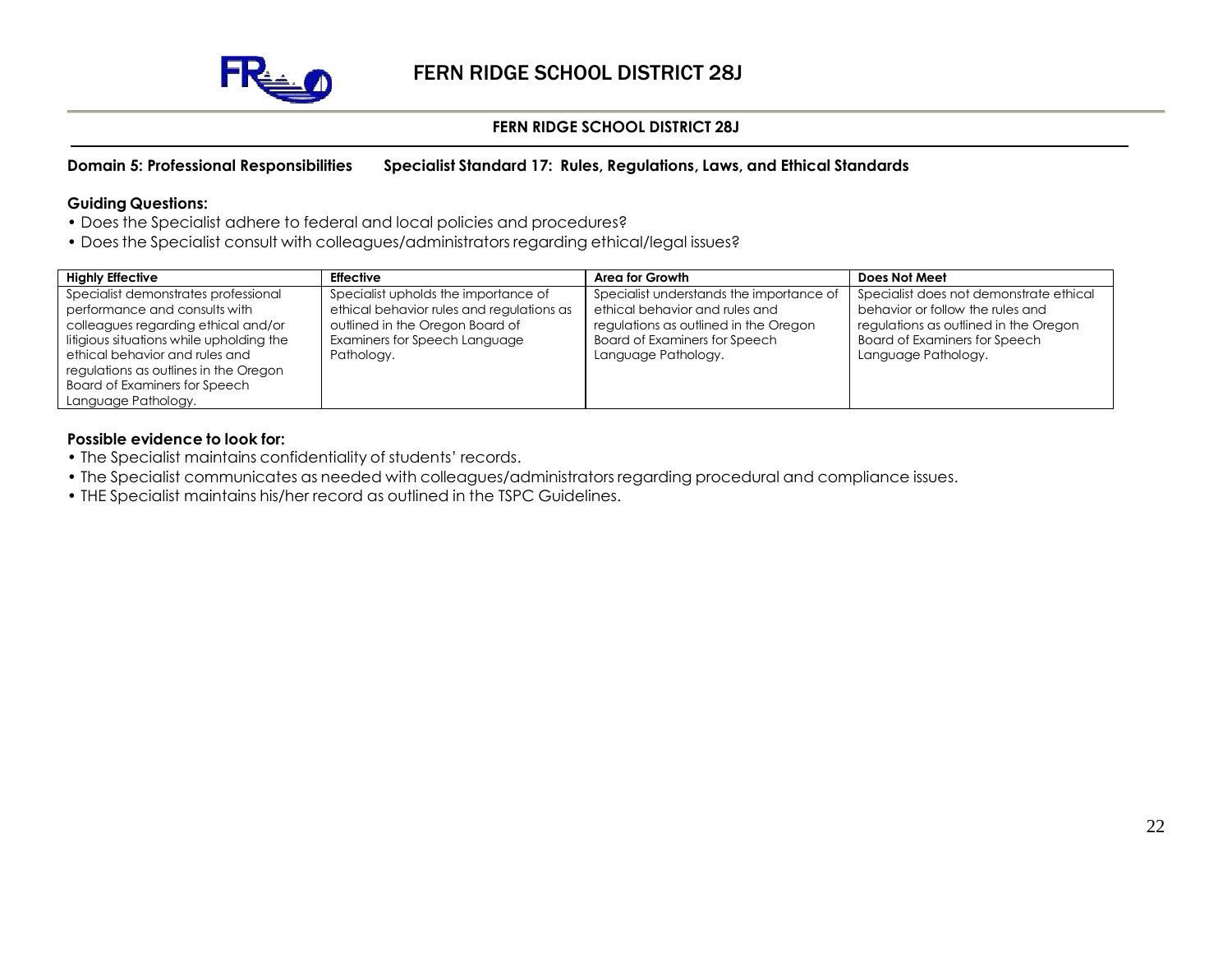# FERN RIDGE SCHOOL DISTRICT 28J

**FERN RIDGE SCHOOL DISTRICT 28J**

**Domain 5: Professional Responsibilities     Specialist Standard 17: Rules, Regulations, Laws, and Ethical Standards**

**Guiding Questions:**

- Does the Specialist adhere to federal and local policies and procedures?
- Does the Specialist consult with colleagues/administrators regarding ethical/legal issues?

| Highly Effective | Effective | Area for Growth | Does Not Meet |
|---|---|---|---|
| Specialist demonstrates professional performance and consults with colleagues regarding ethical and/or litigious situations while upholding the ethical behavior and rules and regulations as outlines in the Oregon Board of Examiners for Speech Language Pathology. | Specialist upholds the importance of ethical behavior rules and regulations as outlined in the Oregon Board of Examiners for Speech Language Pathology. | Specialist understands the importance of ethical behavior and rules and regulations as outlined in the Oregon Board of Examiners for Speech Language Pathology. | Specialist does not demonstrate ethical behavior or follow the rules and regulations as outlined in the Oregon Board of Examiners for Speech Language Pathology. |

**Possible evidence to look for:**

- The Specialist maintains confidentiality of students' records.
- The Specialist communicates as needed with colleagues/administrators regarding procedural and compliance issues.
- THE Specialist maintains his/her record as outlined in the TSPC Guidelines.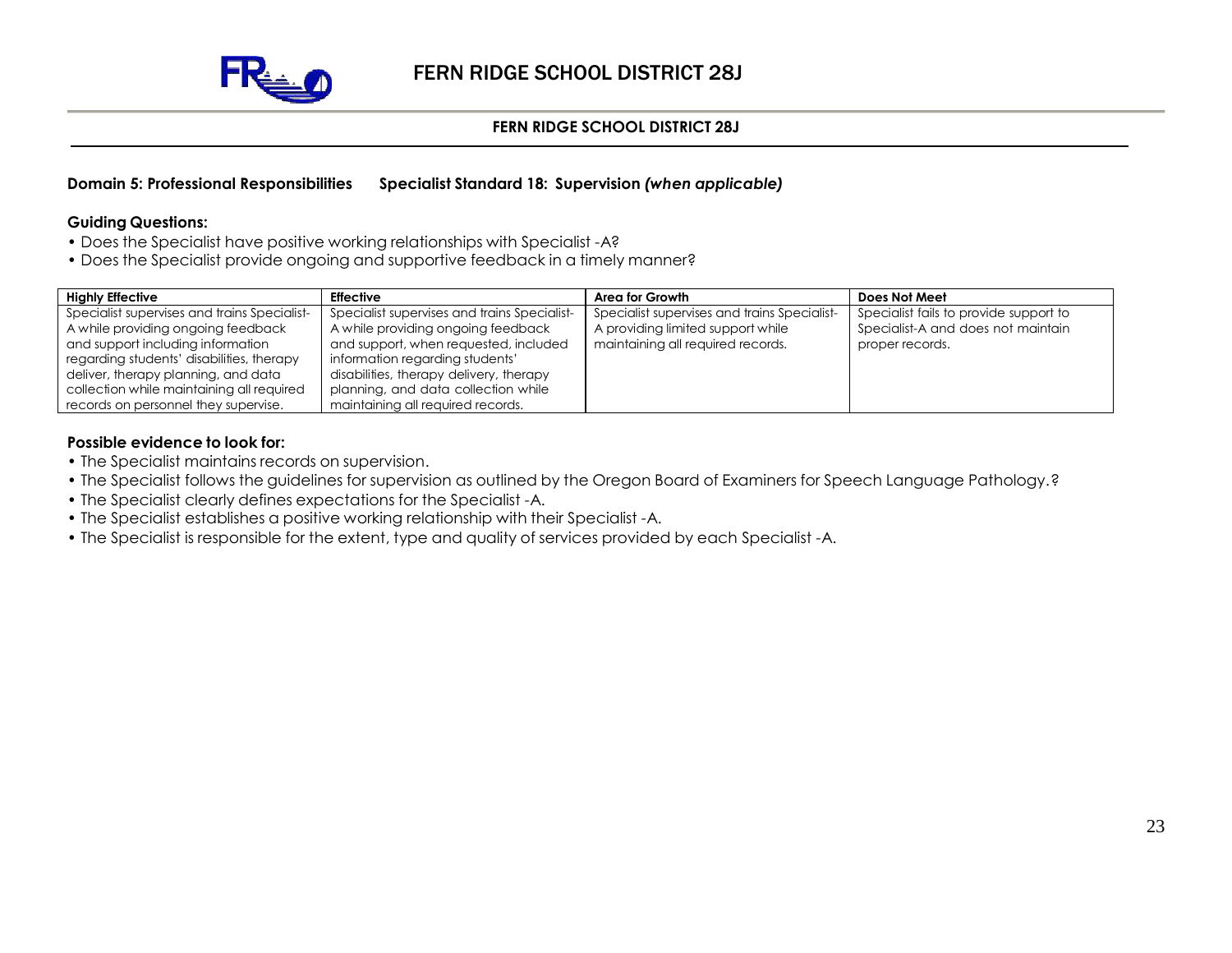# FERN RIDGE SCHOOL DISTRICT 28J

**FERN RIDGE SCHOOL DISTRICT 28J**

**Domain 5: Professional Responsibilities Specialist Standard 18: Supervision *(when applicable)***

**Guiding Questions:**

- Does the Specialist have positive working relationships with Specialist -A?
- Does the Specialist provide ongoing and supportive feedback in a timely manner?

| Highly Effective | Effective | Area for Growth | Does Not Meet |
|---|---|---|---|
| Specialist supervises and trains Specialist-A while providing ongoing feedback and support including information regarding students' disabilities, therapy deliver, therapy planning, and data collection while maintaining all required records on personnel they supervise. | Specialist supervises and trains Specialist-A while providing ongoing feedback and support, when requested, included information regarding students' disabilities, therapy delivery, therapy planning, and data collection while maintaining all required records. | Specialist supervises and trains Specialist-A providing limited support while maintaining all required records. | Specialist fails to provide support to Specialist-A and does not maintain proper records. |

**Possible evidence to look for:**

- The Specialist maintains records on supervision.
- The Specialist follows the guidelines for supervision as outlined by the Oregon Board of Examiners for Speech Language Pathology.?
- The Specialist clearly defines expectations for the Specialist -A.
- The Specialist establishes a positive working relationship with their Specialist -A.
- The Specialist is responsible for the extent, type and quality of services provided by each Specialist -A.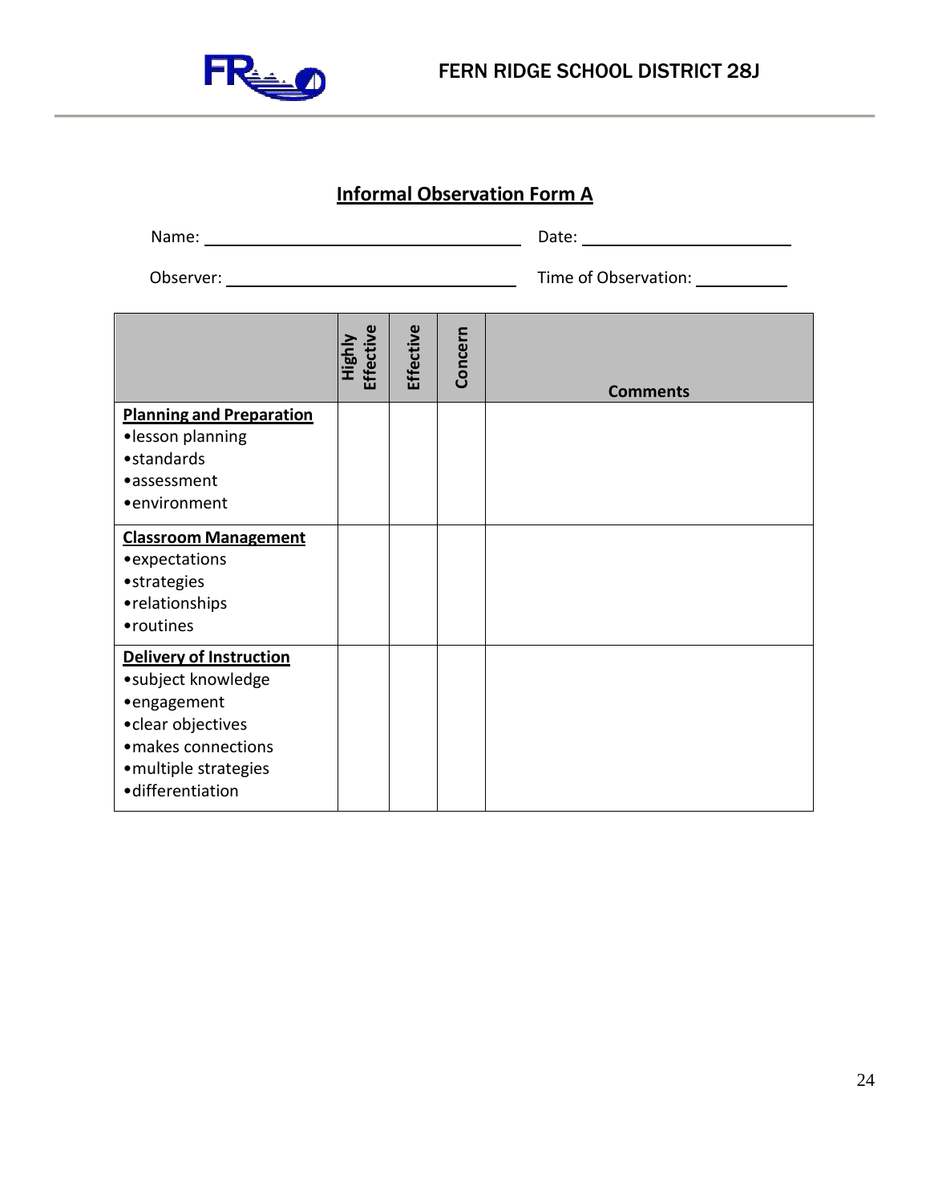## Informal Observation Form A

Name: ____________________ Date: ____________

Observer: ____________________ Time of Observation: ______

| | Highly Effective | Effective | Concern | Comments |
|---|---|---|---|---|
| **Planning and Preparation**<br>•lesson planning<br>•standards<br>•assessment<br>•environment | | | | |
| **Classroom Management**<br>•expectations<br>•strategies<br>•relationships<br>•routines | | | | |
| **Delivery of Instruction**<br>•subject knowledge<br>•engagement<br>•clear objectives<br>•makes connections<br>•multiple strategies<br>•differentiation | | | | |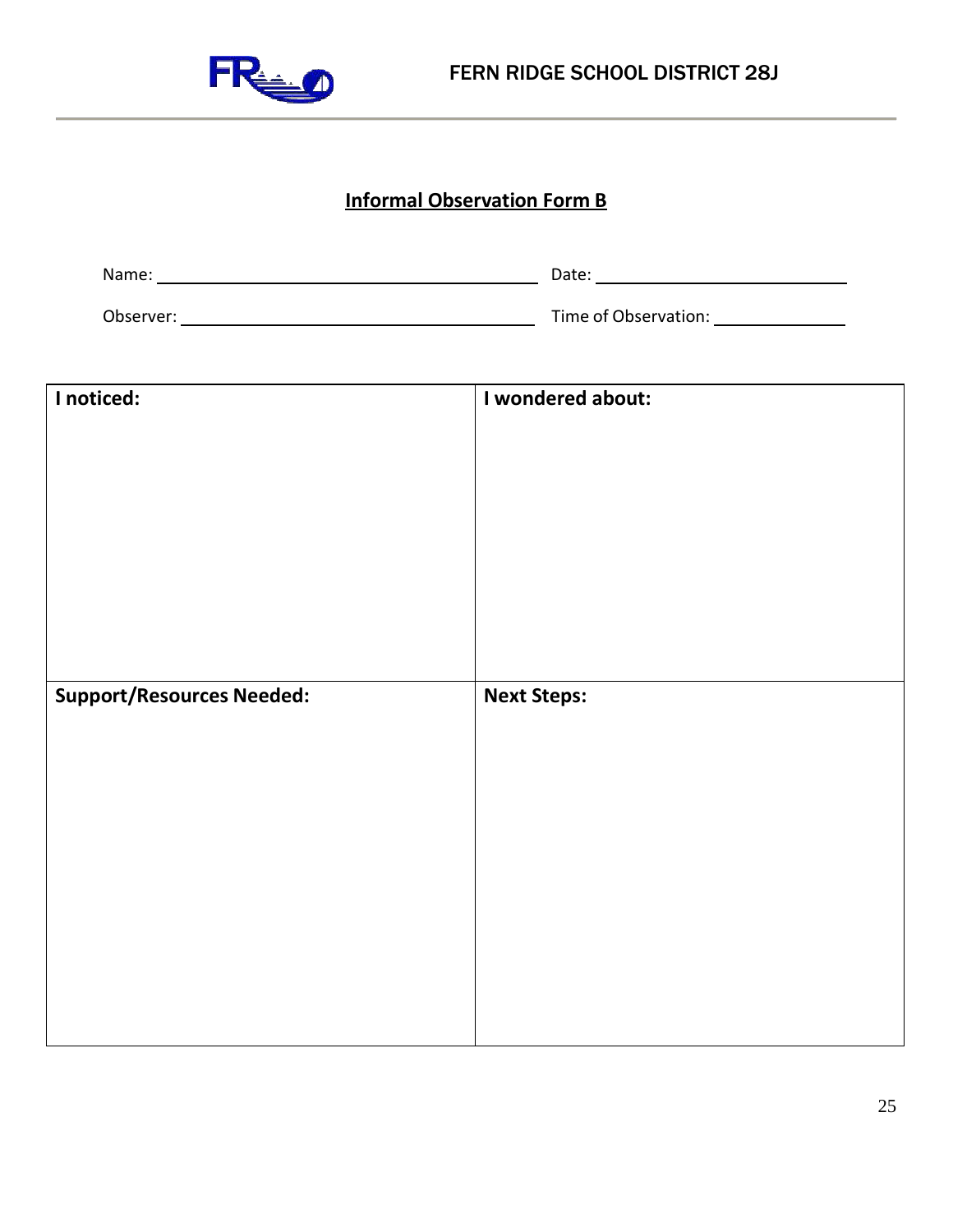## Informal Observation Form B

Name: ______________________________ Date: ______________________

Observer: ____________________________ Time of Observation: ____________

| **I noticed:** | **I wondered about:** |
| --- | --- |
| | |
| **Support/Resources Needed:** | **Next Steps:** |
| | |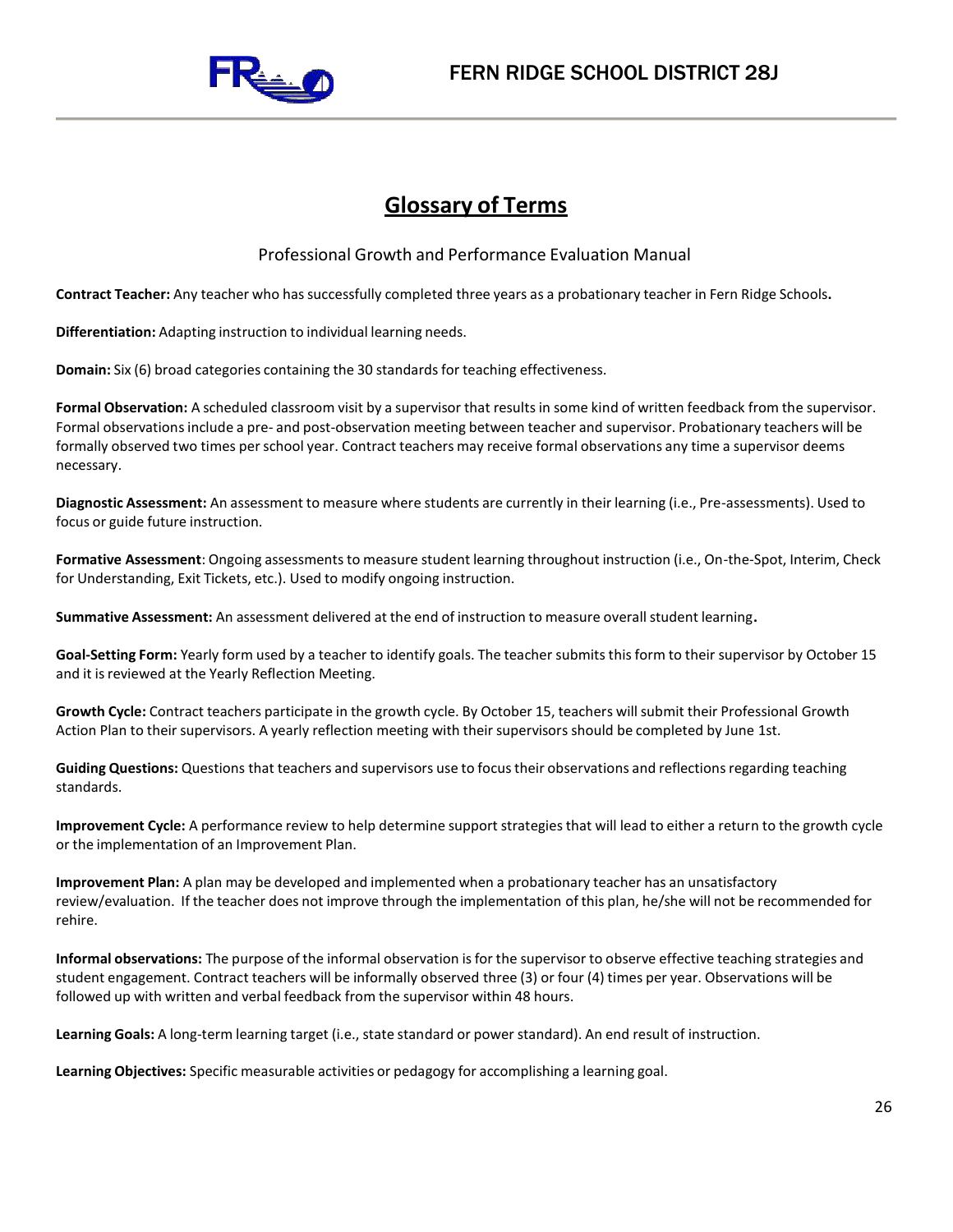## Glossary of Terms

Professional Growth and Performance Evaluation Manual

**Contract Teacher:** Any teacher who has successfully completed three years as a probationary teacher in Fern Ridge Schools**.**

**Differentiation:** Adapting instruction to individual learning needs.

**Domain:** Six (6) broad categories containing the 30 standards for teaching effectiveness.

**Formal Observation:** A scheduled classroom visit by a supervisor that results in some kind of written feedback from the supervisor. Formal observations include a pre- and post-observation meeting between teacher and supervisor. Probationary teachers will be formally observed two times per school year. Contract teachers may receive formal observations any time a supervisor deems necessary.

**Diagnostic Assessment:** An assessment to measure where students are currently in their learning (i.e., Pre-assessments). Used to focus or guide future instruction.

**Formative Assessment**: Ongoing assessments to measure student learning throughout instruction (i.e., On-the-Spot, Interim, Check for Understanding, Exit Tickets, etc.). Used to modify ongoing instruction.

**Summative Assessment:** An assessment delivered at the end of instruction to measure overall student learning**.**

**Goal-Setting Form:** Yearly form used by a teacher to identify goals. The teacher submits this form to their supervisor by October 15 and it is reviewed at the Yearly Reflection Meeting.

**Growth Cycle:** Contract teachers participate in the growth cycle. By October 15, teachers will submit their Professional Growth Action Plan to their supervisors. A yearly reflection meeting with their supervisors should be completed by June 1st.

**Guiding Questions:** Questions that teachers and supervisors use to focus their observations and reflections regarding teaching standards.

**Improvement Cycle:** A performance review to help determine support strategies that will lead to either a return to the growth cycle or the implementation of an Improvement Plan.

**Improvement Plan:** A plan may be developed and implemented when a probationary teacher has an unsatisfactory review/evaluation. If the teacher does not improve through the implementation of this plan, he/she will not be recommended for rehire.

**Informal observations:** The purpose of the informal observation is for the supervisor to observe effective teaching strategies and student engagement. Contract teachers will be informally observed three (3) or four (4) times per year. Observations will be followed up with written and verbal feedback from the supervisor within 48 hours.

**Learning Goals:** A long-term learning target (i.e., state standard or power standard). An end result of instruction.

**Learning Objectives:** Specific measurable activities or pedagogy for accomplishing a learning goal.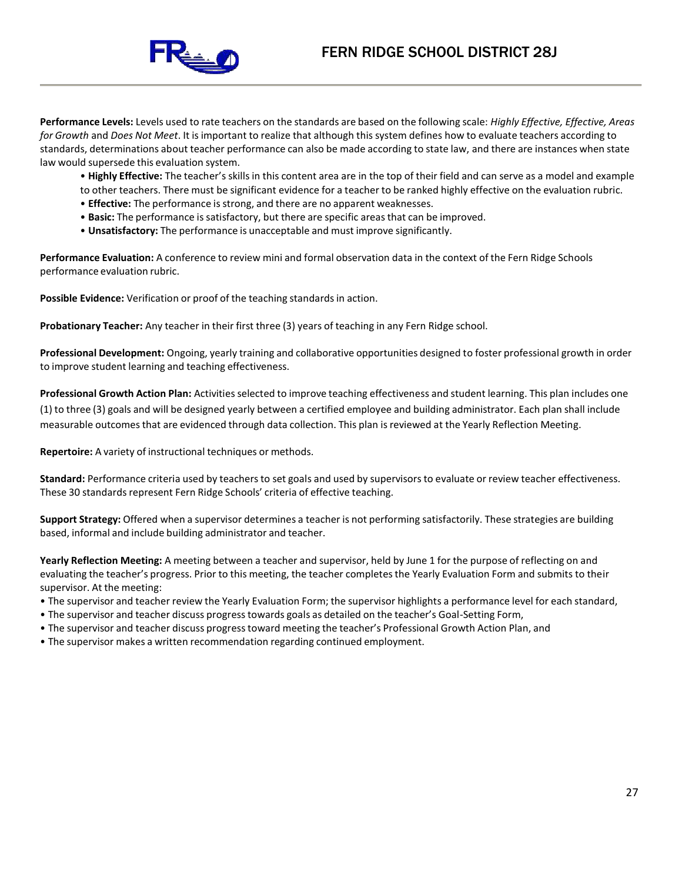**Performance Levels:** Levels used to rate teachers on the standards are based on the following scale: *Highly Effective, Effective, Areas for Growth* and *Does Not Meet*. It is important to realize that although this system defines how to evaluate teachers according to standards, determinations about teacher performance can also be made according to state law, and there are instances when state law would supersede this evaluation system.

- **Highly Effective:** The teacher's skills in this content area are in the top of their field and can serve as a model and example to other teachers. There must be significant evidence for a teacher to be ranked highly effective on the evaluation rubric.
- **Effective:** The performance is strong, and there are no apparent weaknesses.
- **Basic:** The performance is satisfactory, but there are specific areas that can be improved.
- **Unsatisfactory:** The performance is unacceptable and must improve significantly.

**Performance Evaluation:** A conference to review mini and formal observation data in the context of the Fern Ridge Schools performance evaluation rubric.

**Possible Evidence:** Verification or proof of the teaching standards in action.

**Probationary Teacher:** Any teacher in their first three (3) years of teaching in any Fern Ridge school.

**Professional Development:** Ongoing, yearly training and collaborative opportunities designed to foster professional growth in order to improve student learning and teaching effectiveness.

**Professional Growth Action Plan:** Activities selected to improve teaching effectiveness and student learning. This plan includes one (1) to three (3) goals and will be designed yearly between a certified employee and building administrator. Each plan shall include measurable outcomes that are evidenced through data collection. This plan is reviewed at the Yearly Reflection Meeting.

**Repertoire:** A variety of instructional techniques or methods.

**Standard:** Performance criteria used by teachers to set goals and used by supervisors to evaluate or review teacher effectiveness. These 30 standards represent Fern Ridge Schools' criteria of effective teaching.

**Support Strategy:** Offered when a supervisor determines a teacher is not performing satisfactorily. These strategies are building based, informal and include building administrator and teacher.

**Yearly Reflection Meeting:** A meeting between a teacher and supervisor, held by June 1 for the purpose of reflecting on and evaluating the teacher's progress. Prior to this meeting, the teacher completes the Yearly Evaluation Form and submits to their supervisor. At the meeting:

- The supervisor and teacher review the Yearly Evaluation Form; the supervisor highlights a performance level for each standard,
- The supervisor and teacher discuss progress towards goals as detailed on the teacher's Goal-Setting Form,
- The supervisor and teacher discuss progress toward meeting the teacher's Professional Growth Action Plan, and
- The supervisor makes a written recommendation regarding continued employment.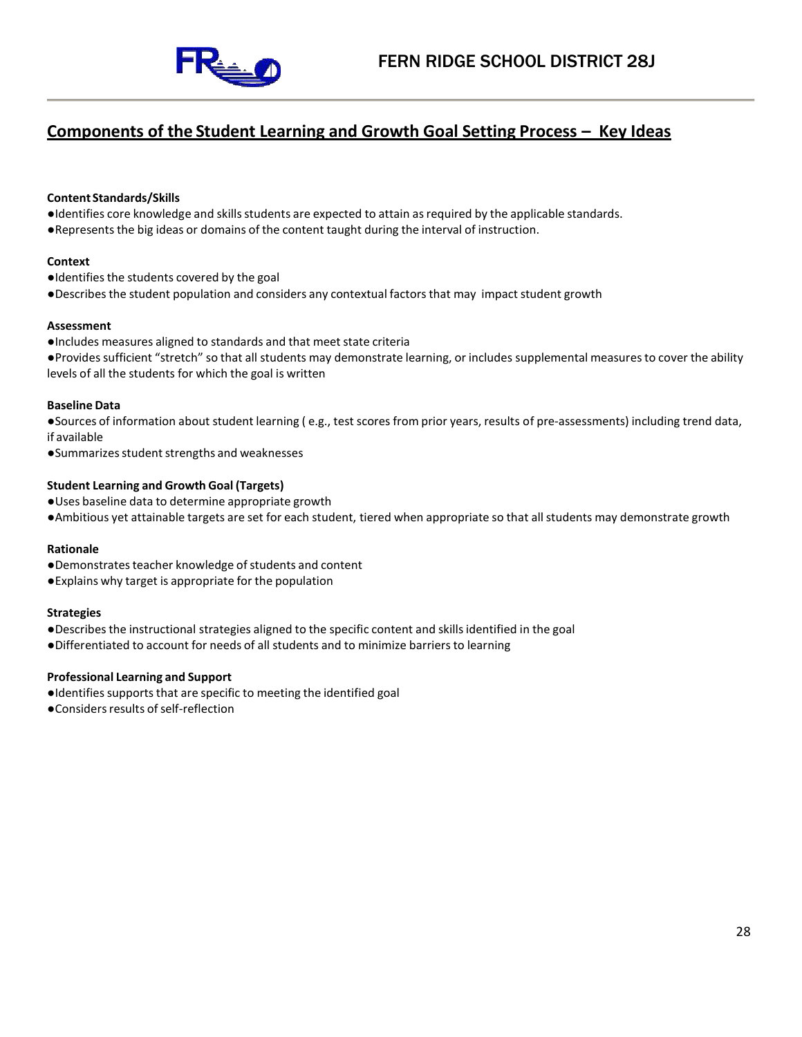## Components of the Student Learning and Growth Goal Setting Process – Key Ideas

**Content Standards/Skills**

- Identifies core knowledge and skills students are expected to attain as required by the applicable standards.
- Represents the big ideas or domains of the content taught during the interval of instruction.

**Context**

- Identifies the students covered by the goal
- Describes the student population and considers any contextual factors that may impact student growth

**Assessment**

- Includes measures aligned to standards and that meet state criteria
- Provides sufficient "stretch" so that all students may demonstrate learning, or includes supplemental measures to cover the ability levels of all the students for which the goal is written

**Baseline Data**

- Sources of information about student learning ( e.g., test scores from prior years, results of pre-assessments) including trend data, if available
- Summarizes student strengths and weaknesses

**Student Learning and Growth Goal (Targets)**

- Uses baseline data to determine appropriate growth
- Ambitious yet attainable targets are set for each student, tiered when appropriate so that all students may demonstrate growth

**Rationale**

- Demonstrates teacher knowledge of students and content
- Explains why target is appropriate for the population

**Strategies**

- Describes the instructional strategies aligned to the specific content and skills identified in the goal
- Differentiated to account for needs of all students and to minimize barriers to learning

**Professional Learning and Support**

- Identifies supports that are specific to meeting the identified goal
- Considers results of self-reflection